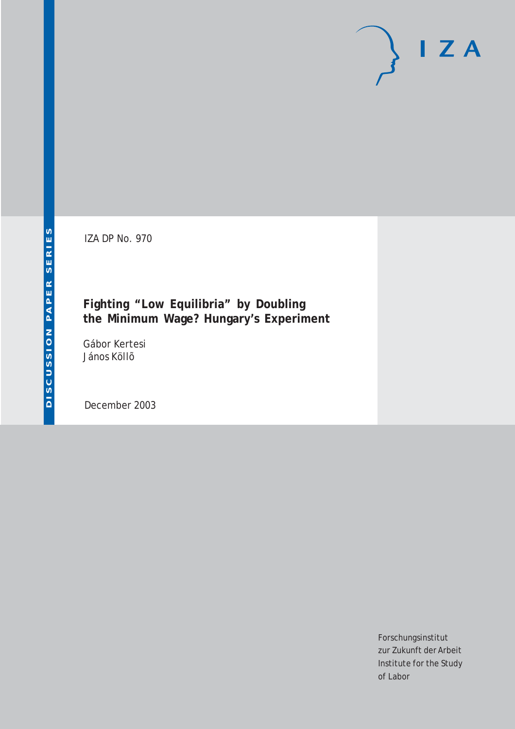DISCUSSION PAPER SERIES

IZA DP No. 970

# Fighting "Low Equilibria" by Doubling the Minimum Wage? Hungary's Experiment

Gábor Kertesi
János Köllõ

December 2003

Forschungsinstitut
zur Zukunft der Arbeit
Institute for the Study
of Labor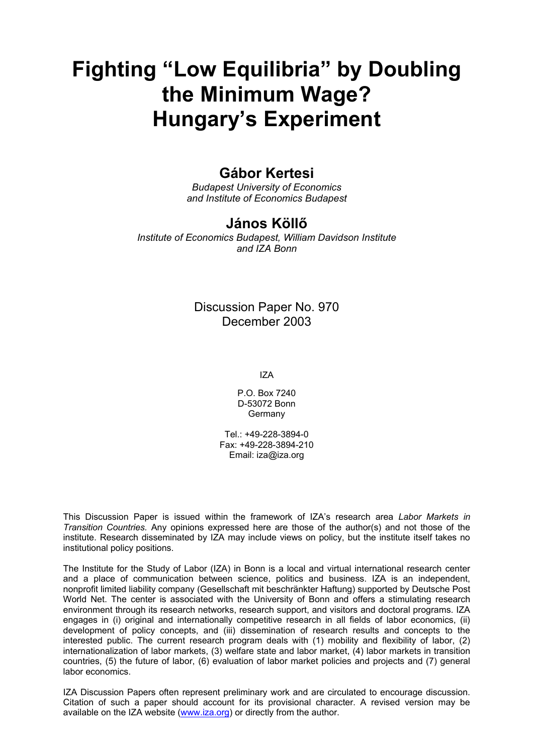# Fighting "Low Equilibria" by Doubling the Minimum Wage? Hungary's Experiment

## Gábor Kertesi

*Budapest University of Economics and Institute of Economics Budapest*

## János Köllő

*Institute of Economics Budapest, William Davidson Institute and IZA Bonn*

Discussion Paper No. 970
December 2003

IZA

P.O. Box 7240
D-53072 Bonn
Germany

Tel.: +49-228-3894-0
Fax: +49-228-3894-210
Email: iza@iza.org

This Discussion Paper is issued within the framework of IZA's research area *Labor Markets in Transition Countries*. Any opinions expressed here are those of the author(s) and not those of the institute. Research disseminated by IZA may include views on policy, but the institute itself takes no institutional policy positions.

The Institute for the Study of Labor (IZA) in Bonn is a local and virtual international research center and a place of communication between science, politics and business. IZA is an independent, nonprofit limited liability company (Gesellschaft mit beschränkter Haftung) supported by Deutsche Post World Net. The center is associated with the University of Bonn and offers a stimulating research environment through its research networks, research support, and visitors and doctoral programs. IZA engages in (i) original and internationally competitive research in all fields of labor economics, (ii) development of policy concepts, and (iii) dissemination of research results and concepts to the interested public. The current research program deals with (1) mobility and flexibility of labor, (2) internationalization of labor markets, (3) welfare state and labor market, (4) labor markets in transition countries, (5) the future of labor, (6) evaluation of labor market policies and projects and (7) general labor economics.

IZA Discussion Papers often represent preliminary work and are circulated to encourage discussion. Citation of such a paper should account for its provisional character. A revised version may be available on the IZA website (www.iza.org) or directly from the author.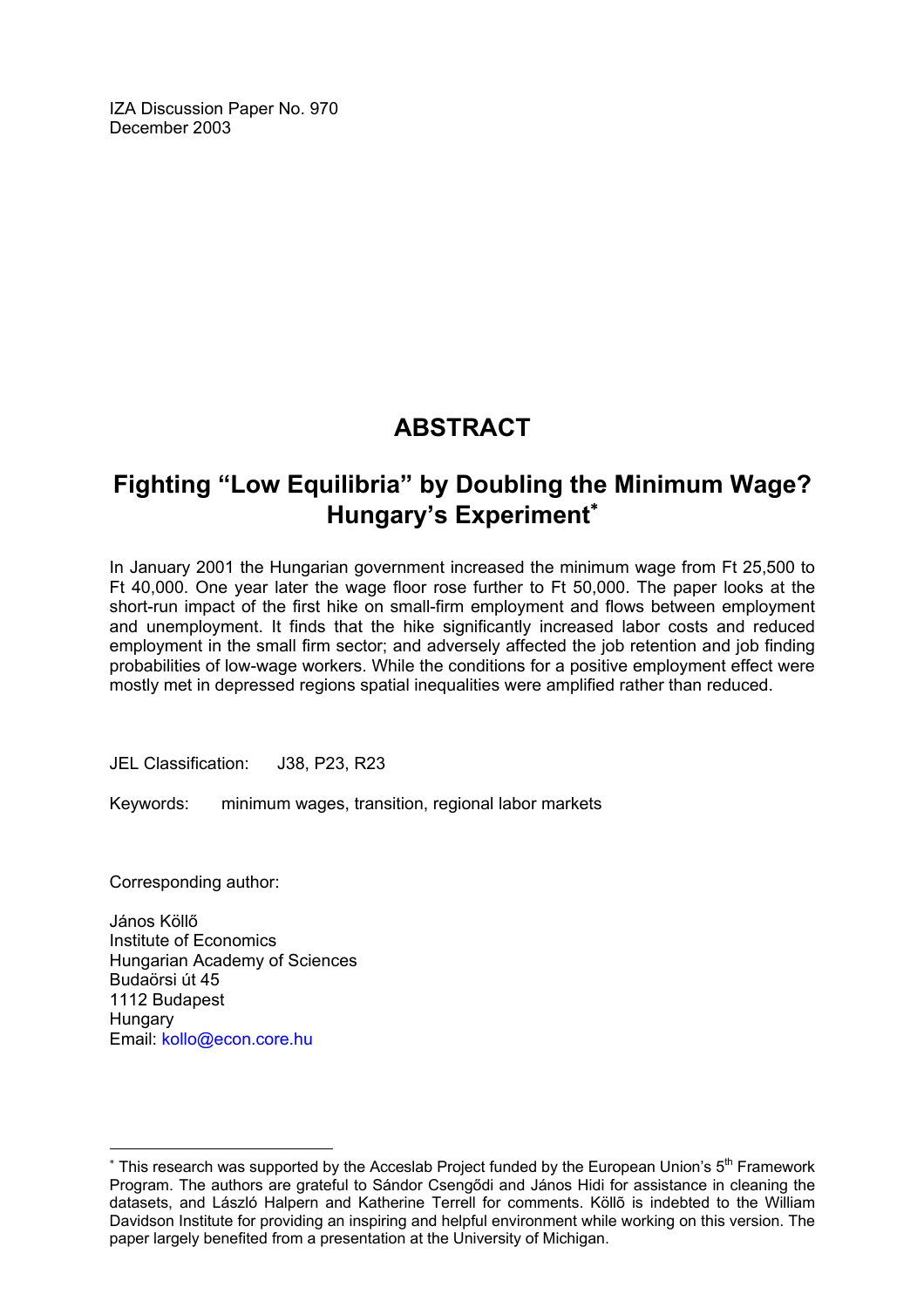IZA Discussion Paper No. 970
December 2003

# ABSTRACT

## Fighting "Low Equilibria" by Doubling the Minimum Wage? Hungary's Experiment*

In January 2001 the Hungarian government increased the minimum wage from Ft 25,500 to Ft 40,000. One year later the wage floor rose further to Ft 50,000. The paper looks at the short-run impact of the first hike on small-firm employment and flows between employment and unemployment. It finds that the hike significantly increased labor costs and reduced employment in the small firm sector; and adversely affected the job retention and job finding probabilities of low-wage workers. While the conditions for a positive employment effect were mostly met in depressed regions spatial inequalities were amplified rather than reduced.

JEL Classification: J38, P23, R23

Keywords: minimum wages, transition, regional labor markets

Corresponding author:

János Köllő
Institute of Economics
Hungarian Academy of Sciences
Budaörsi út 45
1112 Budapest
Hungary
Email: kollo@econ.core.hu

---

* This research was supported by the Acceslab Project funded by the European Union's 5th Framework Program. The authors are grateful to Sándor Csengődi and János Hidi for assistance in cleaning the datasets, and László Halpern and Katherine Terrell for comments. Köllő is indebted to the William Davidson Institute for providing an inspiring and helpful environment while working on this version. The paper largely benefited from a presentation at the University of Michigan.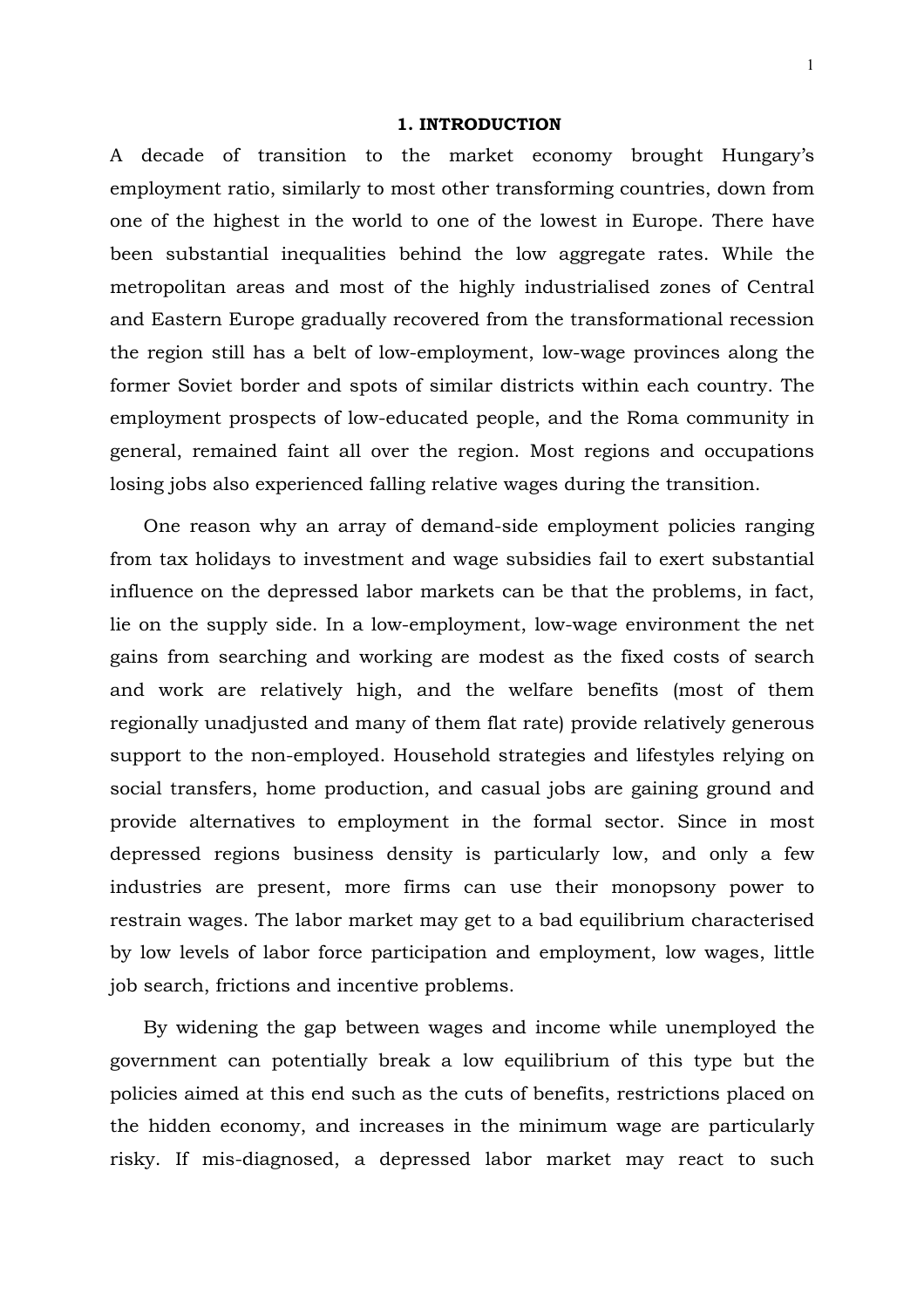# 1. INTRODUCTION

A decade of transition to the market economy brought Hungary's employment ratio, similarly to most other transforming countries, down from one of the highest in the world to one of the lowest in Europe. There have been substantial inequalities behind the low aggregate rates. While the metropolitan areas and most of the highly industrialised zones of Central and Eastern Europe gradually recovered from the transformational recession the region still has a belt of low-employment, low-wage provinces along the former Soviet border and spots of similar districts within each country. The employment prospects of low-educated people, and the Roma community in general, remained faint all over the region. Most regions and occupations losing jobs also experienced falling relative wages during the transition.

One reason why an array of demand-side employment policies ranging from tax holidays to investment and wage subsidies fail to exert substantial influence on the depressed labor markets can be that the problems, in fact, lie on the supply side. In a low-employment, low-wage environment the net gains from searching and working are modest as the fixed costs of search and work are relatively high, and the welfare benefits (most of them regionally unadjusted and many of them flat rate) provide relatively generous support to the non-employed. Household strategies and lifestyles relying on social transfers, home production, and casual jobs are gaining ground and provide alternatives to employment in the formal sector. Since in most depressed regions business density is particularly low, and only a few industries are present, more firms can use their monopsony power to restrain wages. The labor market may get to a bad equilibrium characterised by low levels of labor force participation and employment, low wages, little job search, frictions and incentive problems.

By widening the gap between wages and income while unemployed the government can potentially break a low equilibrium of this type but the policies aimed at this end such as the cuts of benefits, restrictions placed on the hidden economy, and increases in the minimum wage are particularly risky. If mis-diagnosed, a depressed labor market may react to such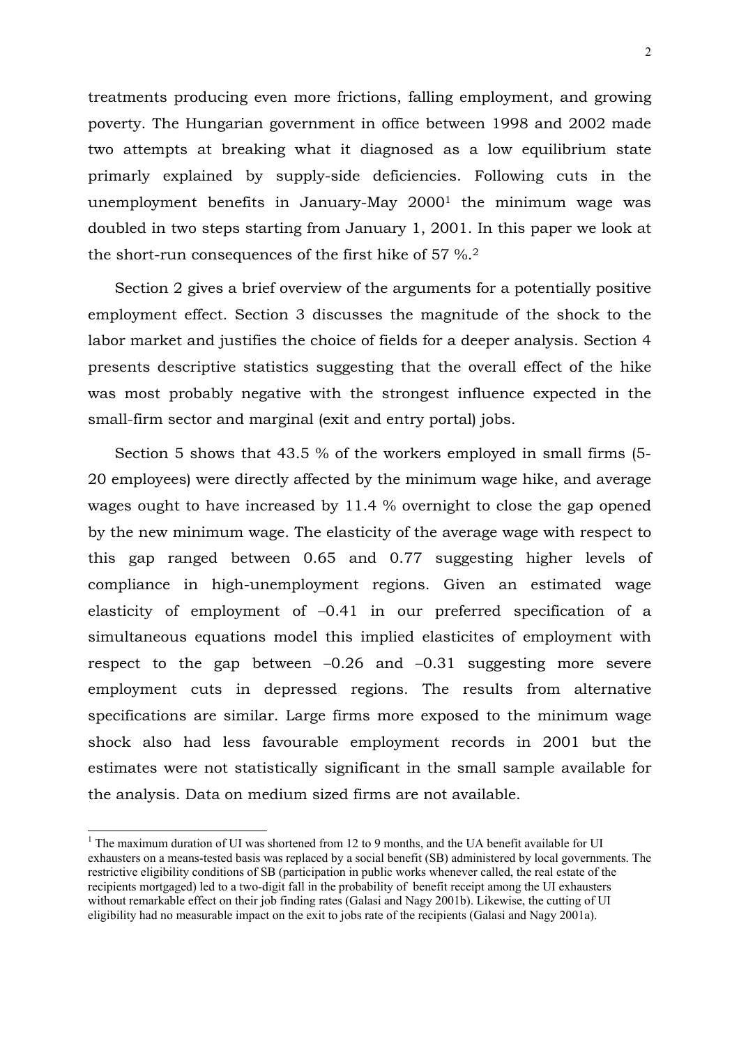treatments producing even more frictions, falling employment, and growing poverty. The Hungarian government in office between 1998 and 2002 made two attempts at breaking what it diagnosed as a low equilibrium state primarly explained by supply-side deficiencies. Following cuts in the unemployment benefits in January-May 2000[1] the minimum wage was doubled in two steps starting from January 1, 2001. In this paper we look at the short-run consequences of the first hike of 57 %.[2]

Section 2 gives a brief overview of the arguments for a potentially positive employment effect. Section 3 discusses the magnitude of the shock to the labor market and justifies the choice of fields for a deeper analysis. Section 4 presents descriptive statistics suggesting that the overall effect of the hike was most probably negative with the strongest influence expected in the small-firm sector and marginal (exit and entry portal) jobs.

Section 5 shows that 43.5 % of the workers employed in small firms (5-20 employees) were directly affected by the minimum wage hike, and average wages ought to have increased by 11.4 % overnight to close the gap opened by the new minimum wage. The elasticity of the average wage with respect to this gap ranged between 0.65 and 0.77 suggesting higher levels of compliance in high-unemployment regions. Given an estimated wage elasticity of employment of –0.41 in our preferred specification of a simultaneous equations model this implied elasticites of employment with respect to the gap between –0.26 and –0.31 suggesting more severe employment cuts in depressed regions. The results from alternative specifications are similar. Large firms more exposed to the minimum wage shock also had less favourable employment records in 2001 but the estimates were not statistically significant in the small sample available for the analysis. Data on medium sized firms are not available.

[1] The maximum duration of UI was shortened from 12 to 9 months, and the UA benefit available for UI exhausters on a means-tested basis was replaced by a social benefit (SB) administered by local governments. The restrictive eligibility conditions of SB (participation in public works whenever called, the real estate of the recipients mortgaged) led to a two-digit fall in the probability of benefit receipt among the UI exhausters without remarkable effect on their job finding rates (Galasi and Nagy 2001b). Likewise, the cutting of UI eligibility had no measurable impact on the exit to jobs rate of the recipients (Galasi and Nagy 2001a).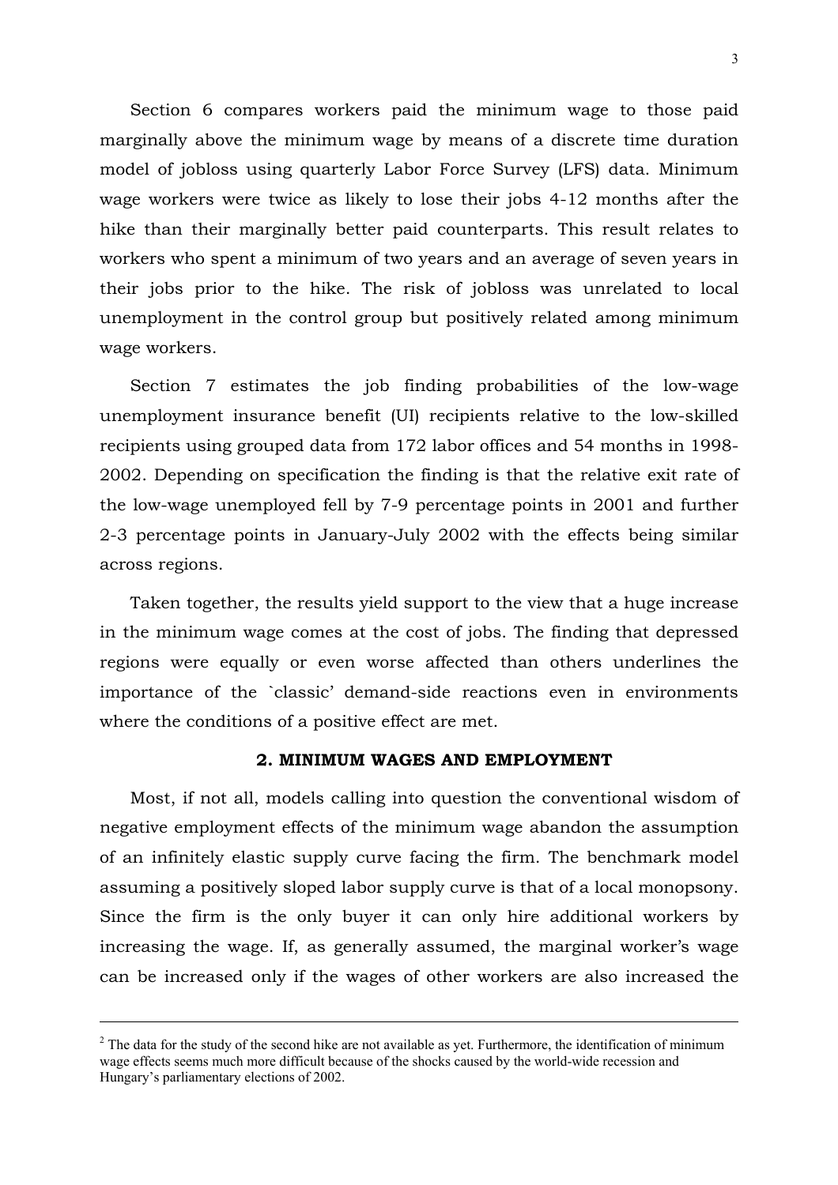Section 6 compares workers paid the minimum wage to those paid marginally above the minimum wage by means of a discrete time duration model of jobloss using quarterly Labor Force Survey (LFS) data. Minimum wage workers were twice as likely to lose their jobs 4-12 months after the hike than their marginally better paid counterparts. This result relates to workers who spent a minimum of two years and an average of seven years in their jobs prior to the hike. The risk of jobloss was unrelated to local unemployment in the control group but positively related among minimum wage workers.

Section 7 estimates the job finding probabilities of the low-wage unemployment insurance benefit (UI) recipients relative to the low-skilled recipients using grouped data from 172 labor offices and 54 months in 1998-2002. Depending on specification the finding is that the relative exit rate of the low-wage unemployed fell by 7-9 percentage points in 2001 and further 2-3 percentage points in January-July 2002 with the effects being similar across regions.

Taken together, the results yield support to the view that a huge increase in the minimum wage comes at the cost of jobs. The finding that depressed regions were equally or even worse affected than others underlines the importance of the `classic' demand-side reactions even in environments where the conditions of a positive effect are met.

## 2. MINIMUM WAGES AND EMPLOYMENT

Most, if not all, models calling into question the conventional wisdom of negative employment effects of the minimum wage abandon the assumption of an infinitely elastic supply curve facing the firm. The benchmark model assuming a positively sloped labor supply curve is that of a local monopsony. Since the firm is the only buyer it can only hire additional workers by increasing the wage. If, as generally assumed, the marginal worker's wage can be increased only if the wages of other workers are also increased the

---

[2] The data for the study of the second hike are not available as yet. Furthermore, the identification of minimum wage effects seems much more difficult because of the shocks caused by the world-wide recession and Hungary's parliamentary elections of 2002.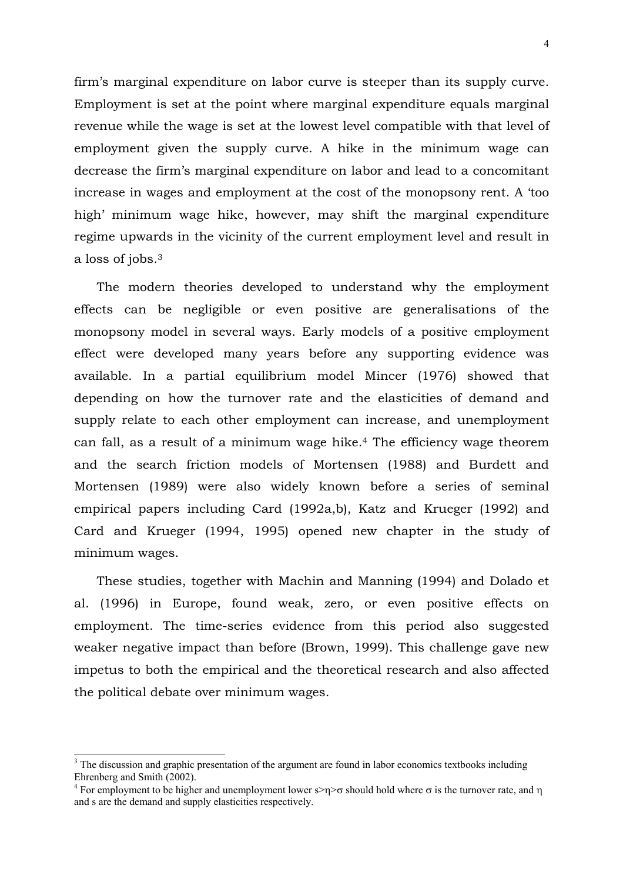firm's marginal expenditure on labor curve is steeper than its supply curve. Employment is set at the point where marginal expenditure equals marginal revenue while the wage is set at the lowest level compatible with that level of employment given the supply curve. A hike in the minimum wage can decrease the firm's marginal expenditure on labor and lead to a concomitant increase in wages and employment at the cost of the monopsony rent. A 'too high' minimum wage hike, however, may shift the marginal expenditure regime upwards in the vicinity of the current employment level and result in a loss of jobs.[3]

The modern theories developed to understand why the employment effects can be negligible or even positive are generalisations of the monopsony model in several ways. Early models of a positive employment effect were developed many years before any supporting evidence was available. In a partial equilibrium model Mincer (1976) showed that depending on how the turnover rate and the elasticities of demand and supply relate to each other employment can increase, and unemployment can fall, as a result of a minimum wage hike.[4] The efficiency wage theorem and the search friction models of Mortensen (1988) and Burdett and Mortensen (1989) were also widely known before a series of seminal empirical papers including Card (1992a,b), Katz and Krueger (1992) and Card and Krueger (1994, 1995) opened new chapter in the study of minimum wages.

These studies, together with Machin and Manning (1994) and Dolado et al. (1996) in Europe, found weak, zero, or even positive effects on employment. The time-series evidence from this period also suggested weaker negative impact than before (Brown, 1999). This challenge gave new impetus to both the empirical and the theoretical research and also affected the political debate over minimum wages.

---

[3] The discussion and graphic presentation of the argument are found in labor economics textbooks including Ehrenberg and Smith (2002).

[4] For employment to be higher and unemployment lower $s>\eta>\sigma$ should hold where $\sigma$ is the turnover rate, and $\eta$ and $s$ are the demand and supply elasticities respectively.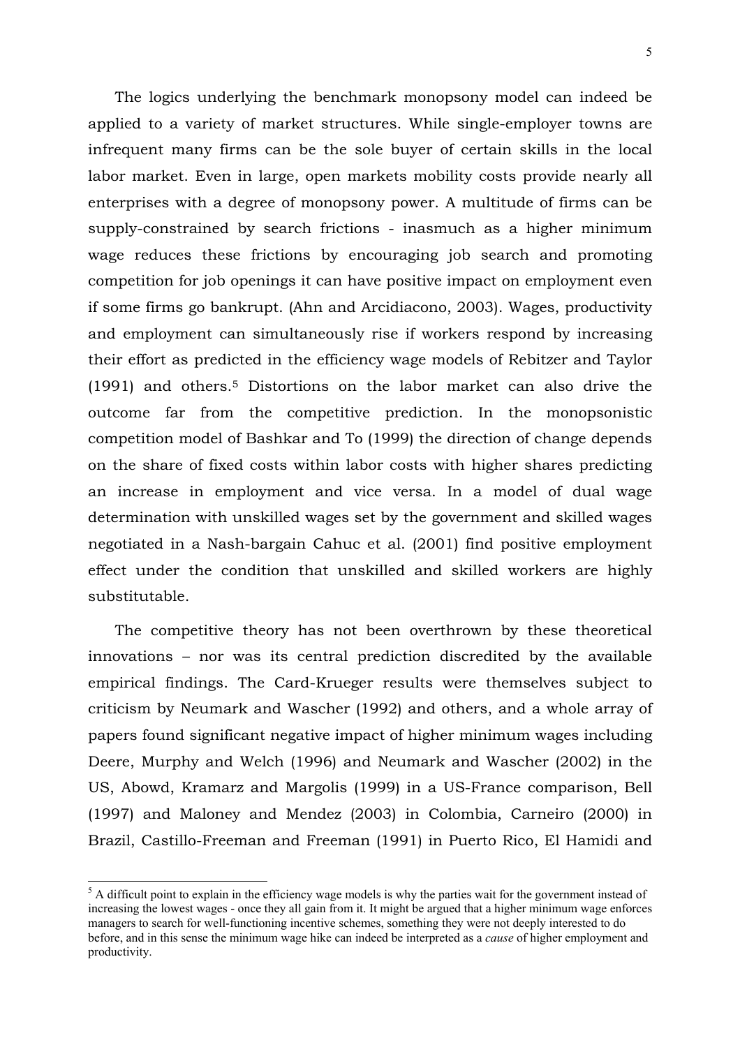The logics underlying the benchmark monopsony model can indeed be applied to a variety of market structures. While single-employer towns are infrequent many firms can be the sole buyer of certain skills in the local labor market. Even in large, open markets mobility costs provide nearly all enterprises with a degree of monopsony power. A multitude of firms can be supply-constrained by search frictions - inasmuch as a higher minimum wage reduces these frictions by encouraging job search and promoting competition for job openings it can have positive impact on employment even if some firms go bankrupt. (Ahn and Arcidiacono, 2003). Wages, productivity and employment can simultaneously rise if workers respond by increasing their effort as predicted in the efficiency wage models of Rebitzer and Taylor (1991) and others.[5] Distortions on the labor market can also drive the outcome far from the competitive prediction. In the monopsonistic competition model of Bashkar and To (1999) the direction of change depends on the share of fixed costs within labor costs with higher shares predicting an increase in employment and vice versa. In a model of dual wage determination with unskilled wages set by the government and skilled wages negotiated in a Nash-bargain Cahuc et al. (2001) find positive employment effect under the condition that unskilled and skilled workers are highly substitutable.

The competitive theory has not been overthrown by these theoretical innovations – nor was its central prediction discredited by the available empirical findings. The Card-Krueger results were themselves subject to criticism by Neumark and Wascher (1992) and others, and a whole array of papers found significant negative impact of higher minimum wages including Deere, Murphy and Welch (1996) and Neumark and Wascher (2002) in the US, Abowd, Kramarz and Margolis (1999) in a US-France comparison, Bell (1997) and Maloney and Mendez (2003) in Colombia, Carneiro (2000) in Brazil, Castillo-Freeman and Freeman (1991) in Puerto Rico, El Hamidi and

[5] A difficult point to explain in the efficiency wage models is why the parties wait for the government instead of increasing the lowest wages - once they all gain from it. It might be argued that a higher minimum wage enforces managers to search for well-functioning incentive schemes, something they were not deeply interested to do before, and in this sense the minimum wage hike can indeed be interpreted as a *cause* of higher employment and productivity.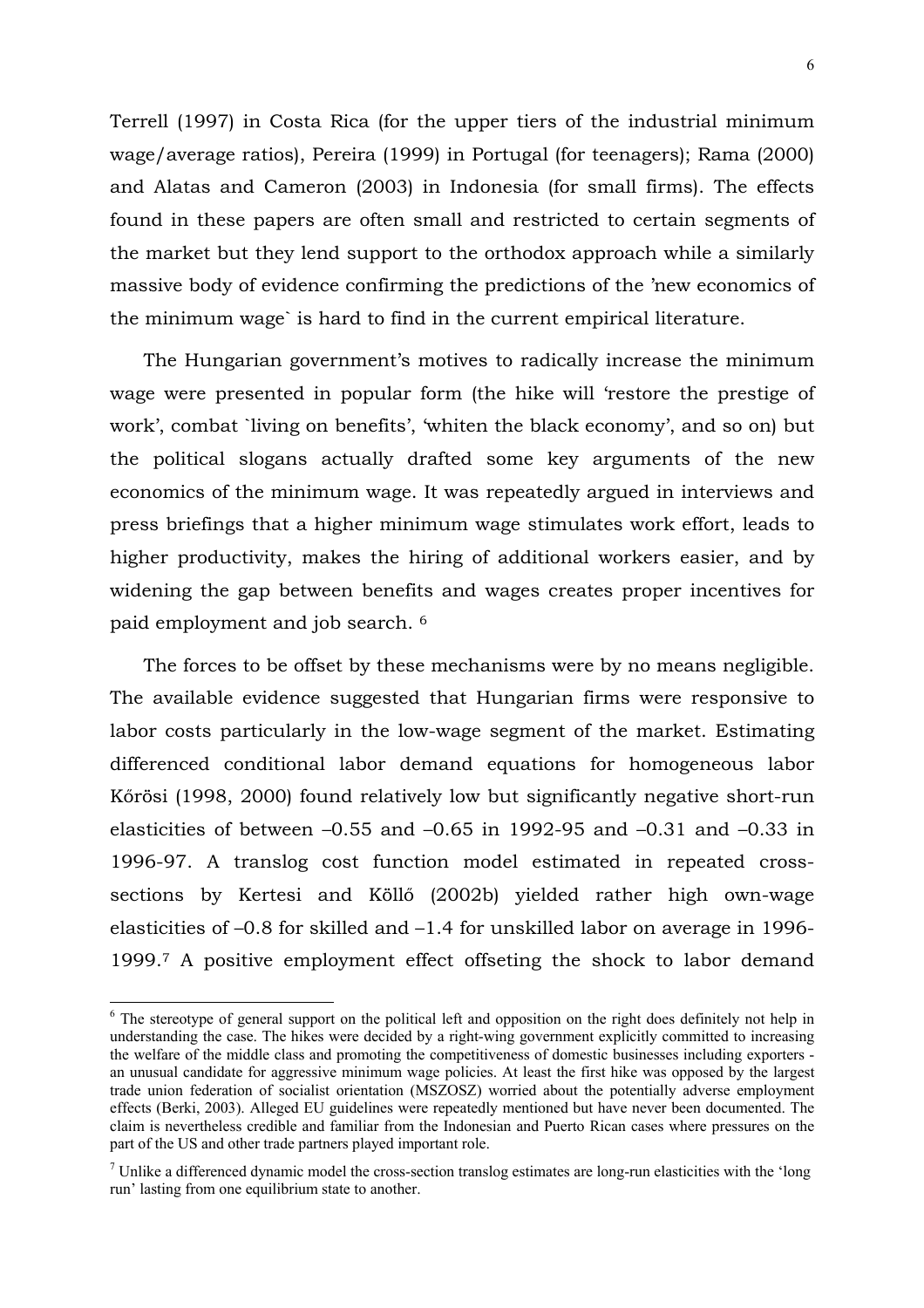Terrell (1997) in Costa Rica (for the upper tiers of the industrial minimum wage/average ratios), Pereira (1999) in Portugal (for teenagers); Rama (2000) and Alatas and Cameron (2003) in Indonesia (for small firms). The effects found in these papers are often small and restricted to certain segments of the market but they lend support to the orthodox approach while a similarly massive body of evidence confirming the predictions of the 'new economics of the minimum wage` is hard to find in the current empirical literature.

The Hungarian government's motives to radically increase the minimum wage were presented in popular form (the hike will 'restore the prestige of work', combat `living on benefits', 'whiten the black economy', and so on) but the political slogans actually drafted some key arguments of the new economics of the minimum wage. It was repeatedly argued in interviews and press briefings that a higher minimum wage stimulates work effort, leads to higher productivity, makes the hiring of additional workers easier, and by widening the gap between benefits and wages creates proper incentives for paid employment and job search. [6]

The forces to be offset by these mechanisms were by no means negligible. The available evidence suggested that Hungarian firms were responsive to labor costs particularly in the low-wage segment of the market. Estimating differenced conditional labor demand equations for homogeneous labor Kőrösi (1998, 2000) found relatively low but significantly negative short-run elasticities of between –0.55 and –0.65 in 1992-95 and –0.31 and –0.33 in 1996-97. A translog cost function model estimated in repeated cross-sections by Kertesi and Köllő (2002b) yielded rather high own-wage elasticities of –0.8 for skilled and –1.4 for unskilled labor on average in 1996-1999.[7] A positive employment effect offseting the shock to labor demand

[6] The stereotype of general support on the political left and opposition on the right does definitely not help in understanding the case. The hikes were decided by a right-wing government explicitly committed to increasing the welfare of the middle class and promoting the competitiveness of domestic businesses including exporters - an unusual candidate for aggressive minimum wage policies. At least the first hike was opposed by the largest trade union federation of socialist orientation (MSZOSZ) worried about the potentially adverse employment effects (Berki, 2003). Alleged EU guidelines were repeatedly mentioned but have never been documented. The claim is nevertheless credible and familiar from the Indonesian and Puerto Rican cases where pressures on the part of the US and other trade partners played important role.

[7] Unlike a differenced dynamic model the cross-section translog estimates are long-run elasticities with the 'long run' lasting from one equilibrium state to another.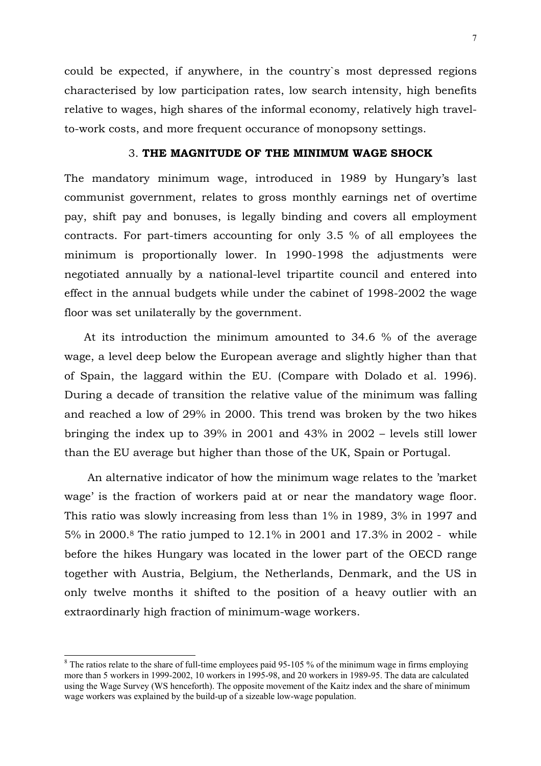could be expected, if anywhere, in the country`s most depressed regions characterised by low participation rates, low search intensity, high benefits relative to wages, high shares of the informal economy, relatively high travel-to-work costs, and more frequent occurance of monopsony settings.

## 3. **THE MAGNITUDE OF THE MINIMUM WAGE SHOCK**

The mandatory minimum wage, introduced in 1989 by Hungary's last communist government, relates to gross monthly earnings net of overtime pay, shift pay and bonuses, is legally binding and covers all employment contracts. For part-timers accounting for only 3.5 % of all employees the minimum is proportionally lower. In 1990-1998 the adjustments were negotiated annually by a national-level tripartite council and entered into effect in the annual budgets while under the cabinet of 1998-2002 the wage floor was set unilaterally by the government.

At its introduction the minimum amounted to 34.6 % of the average wage, a level deep below the European average and slightly higher than that of Spain, the laggard within the EU. (Compare with Dolado et al. 1996). During a decade of transition the relative value of the minimum was falling and reached a low of 29% in 2000. This trend was broken by the two hikes bringing the index up to 39% in 2001 and 43% in 2002 – levels still lower than the EU average but higher than those of the UK, Spain or Portugal.

An alternative indicator of how the minimum wage relates to the 'market wage' is the fraction of workers paid at or near the mandatory wage floor. This ratio was slowly increasing from less than 1% in 1989, 3% in 1997 and 5% in 2000.[8] The ratio jumped to 12.1% in 2001 and 17.3% in 2002 - while before the hikes Hungary was located in the lower part of the OECD range together with Austria, Belgium, the Netherlands, Denmark, and the US in only twelve months it shifted to the position of a heavy outlier with an extraordinarily high fraction of minimum-wage workers.

---

[8] The ratios relate to the share of full-time employees paid 95-105 % of the minimum wage in firms employing more than 5 workers in 1999-2002, 10 workers in 1995-98, and 20 workers in 1989-95. The data are calculated using the Wage Survey (WS henceforth). The opposite movement of the Kaitz index and the share of minimum wage workers was explained by the build-up of a sizeable low-wage population.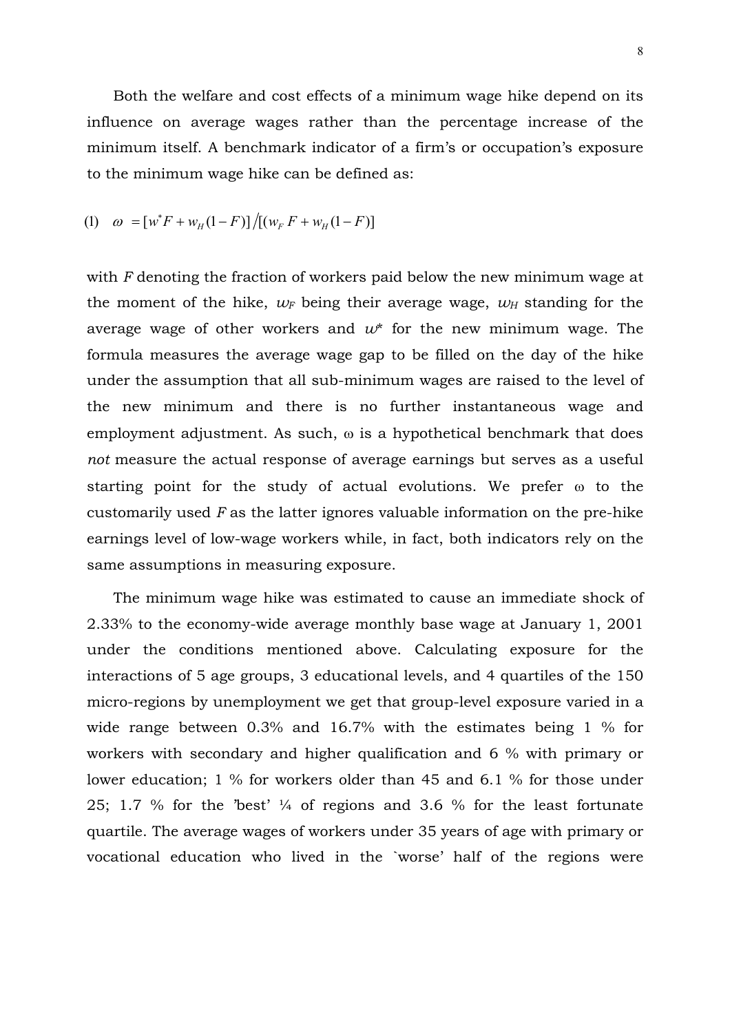Both the welfare and cost effects of a minimum wage hike depend on its influence on average wages rather than the percentage increase of the minimum itself. A benchmark indicator of a firm's or occupation's exposure to the minimum wage hike can be defined as:

$$(1) \quad \omega = [w^{*}F + w_{H}(1-F)] \big/ [(w_{F}\,F + w_{H}(1-F)]$$

with $F$ denoting the fraction of workers paid below the new minimum wage at the moment of the hike, $w_F$ being their average wage, $w_H$ standing for the average wage of other workers and $w^*$ for the new minimum wage. The formula measures the average wage gap to be filled on the day of the hike under the assumption that all sub-minimum wages are raised to the level of the new minimum and there is no further instantaneous wage and employment adjustment. As such, $\omega$ is a hypothetical benchmark that does *not* measure the actual response of average earnings but serves as a useful starting point for the study of actual evolutions. We prefer $\omega$ to the customarily used $F$ as the latter ignores valuable information on the pre-hike earnings level of low-wage workers while, in fact, both indicators rely on the same assumptions in measuring exposure.

The minimum wage hike was estimated to cause an immediate shock of 2.33% to the economy-wide average monthly base wage at January 1, 2001 under the conditions mentioned above. Calculating exposure for the interactions of 5 age groups, 3 educational levels, and 4 quartiles of the 150 micro-regions by unemployment we get that group-level exposure varied in a wide range between 0.3% and 16.7% with the estimates being 1 % for workers with secondary and higher qualification and 6 % with primary or lower education; 1 % for workers older than 45 and 6.1 % for those under 25; 1.7 % for the 'best' ¼ of regions and 3.6 % for the least fortunate quartile. The average wages of workers under 35 years of age with primary or vocational education who lived in the `worse' half of the regions were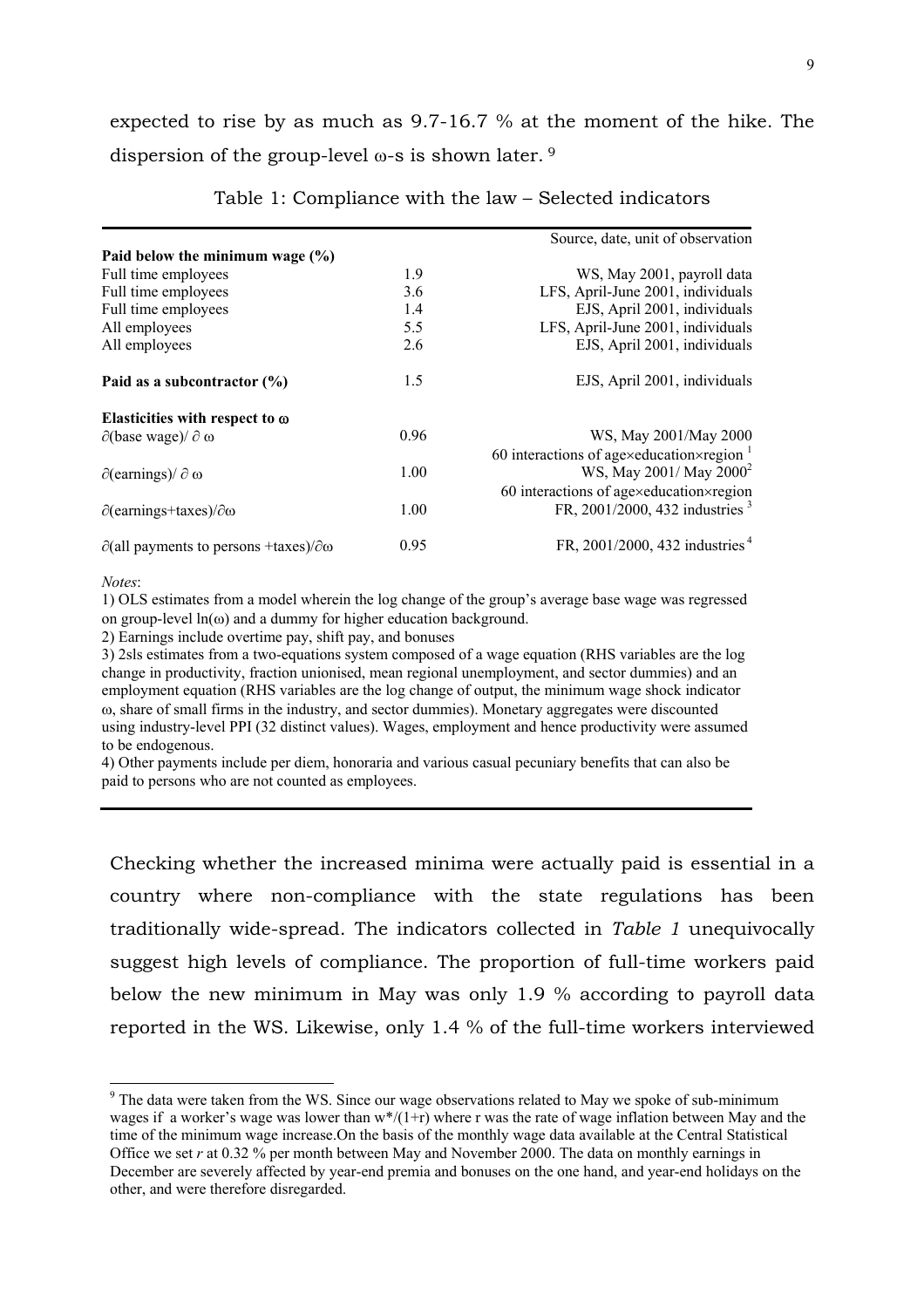expected to rise by as much as 9.7-16.7 % at the moment of the hike. The dispersion of the group-level ω-s is shown later. [9]

Table 1: Compliance with the law – Selected indicators

| | | Source, date, unit of observation |
|---|---|---|
| **Paid below the minimum wage (%)** | | |
| Full time employees | 1.9 | WS, May 2001, payroll data |
| Full time employees | 3.6 | LFS, April-June 2001, individuals |
| Full time employees | 1.4 | EJS, April 2001, individuals |
| All employees | 5.5 | LFS, April-June 2001, individuals |
| All employees | 2.6 | EJS, April 2001, individuals |
| **Paid as a subcontractor (%)** | 1.5 | EJS, April 2001, individuals |
| **Elasticities with respect to ω** | | |
| $\partial$(base wage)/ $\partial$ ω | 0.96 | WS, May 2001/May 2000; 60 interactions of age×education×region [1] |
| $\partial$(earnings)/ $\partial$ ω | 1.00 | WS, May 2001/ May 2000[2]; 60 interactions of age×education×region |
| $\partial$(earnings+taxes)/$\partial$ω | 1.00 | FR, 2001/2000, 432 industries [3] |
| $\partial$(all payments to persons +taxes)/$\partial$ω | 0.95 | FR, 2001/2000, 432 industries [4] |

*Notes*:

1) OLS estimates from a model wherein the log change of the group's average base wage was regressed on group-level ln(ω) and a dummy for higher education background.

2) Earnings include overtime pay, shift pay, and bonuses

3) 2sls estimates from a two-equations system composed of a wage equation (RHS variables are the log change in productivity, fraction unionised, mean regional unemployment, and sector dummies) and an employment equation (RHS variables are the log change of output, the minimum wage shock indicator ω, share of small firms in the industry, and sector dummies). Monetary aggregates were discounted using industry-level PPI (32 distinct values). Wages, employment and hence productivity were assumed to be endogenous.

4) Other payments include per diem, honoraria and various casual pecuniary benefits that can also be paid to persons who are not counted as employees.

Checking whether the increased minima were actually paid is essential in a country where non-compliance with the state regulations has been traditionally wide-spread. The indicators collected in *Table 1* unequivocally suggest high levels of compliance. The proportion of full-time workers paid below the new minimum in May was only 1.9 % according to payroll data reported in the WS. Likewise, only 1.4 % of the full-time workers interviewed

[9] The data were taken from the WS. Since our wage observations related to May we spoke of sub-minimum wages if a worker's wage was lower than $w^*/(1+r)$ where r was the rate of wage inflation between May and the time of the minimum wage increase.On the basis of the monthly wage data available at the Central Statistical Office we set *r* at 0.32 % per month between May and November 2000. The data on monthly earnings in December are severely affected by year-end premia and bonuses on the one hand, and year-end holidays on the other, and were therefore disregarded.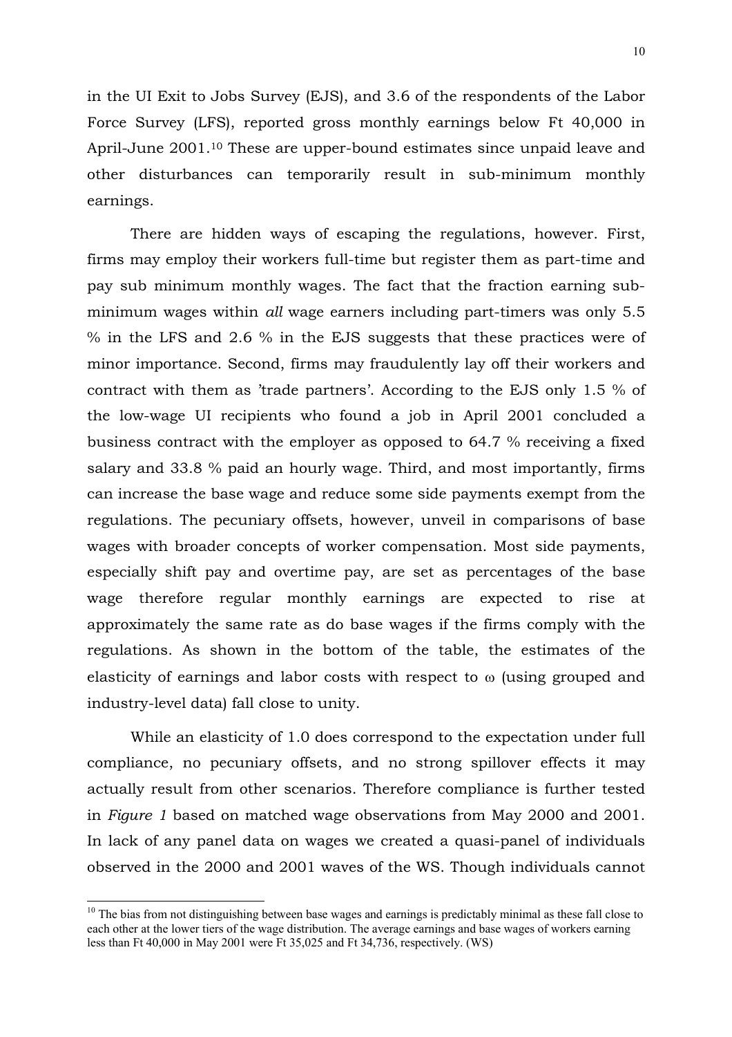in the UI Exit to Jobs Survey (EJS), and 3.6 of the respondents of the Labor Force Survey (LFS), reported gross monthly earnings below Ft 40,000 in April-June 2001.[10] These are upper-bound estimates since unpaid leave and other disturbances can temporarily result in sub-minimum monthly earnings.

There are hidden ways of escaping the regulations, however. First, firms may employ their workers full-time but register them as part-time and pay sub minimum monthly wages. The fact that the fraction earning sub-minimum wages within *all* wage earners including part-timers was only 5.5 % in the LFS and 2.6 % in the EJS suggests that these practices were of minor importance. Second, firms may fraudulently lay off their workers and contract with them as 'trade partners'. According to the EJS only 1.5 % of the low-wage UI recipients who found a job in April 2001 concluded a business contract with the employer as opposed to 64.7 % receiving a fixed salary and 33.8 % paid an hourly wage. Third, and most importantly, firms can increase the base wage and reduce some side payments exempt from the regulations. The pecuniary offsets, however, unveil in comparisons of base wages with broader concepts of worker compensation. Most side payments, especially shift pay and overtime pay, are set as percentages of the base wage therefore regular monthly earnings are expected to rise at approximately the same rate as do base wages if the firms comply with the regulations. As shown in the bottom of the table, the estimates of the elasticity of earnings and labor costs with respect to $\omega$ (using grouped and industry-level data) fall close to unity.

While an elasticity of 1.0 does correspond to the expectation under full compliance, no pecuniary offsets, and no strong spillover effects it may actually result from other scenarios. Therefore compliance is further tested in *Figure 1* based on matched wage observations from May 2000 and 2001. In lack of any panel data on wages we created a quasi-panel of individuals observed in the 2000 and 2001 waves of the WS. Though individuals cannot

---

[10] The bias from not distinguishing between base wages and earnings is predictably minimal as these fall close to each other at the lower tiers of the wage distribution. The average earnings and base wages of workers earning less than Ft 40,000 in May 2001 were Ft 35,025 and Ft 34,736, respectively. (WS)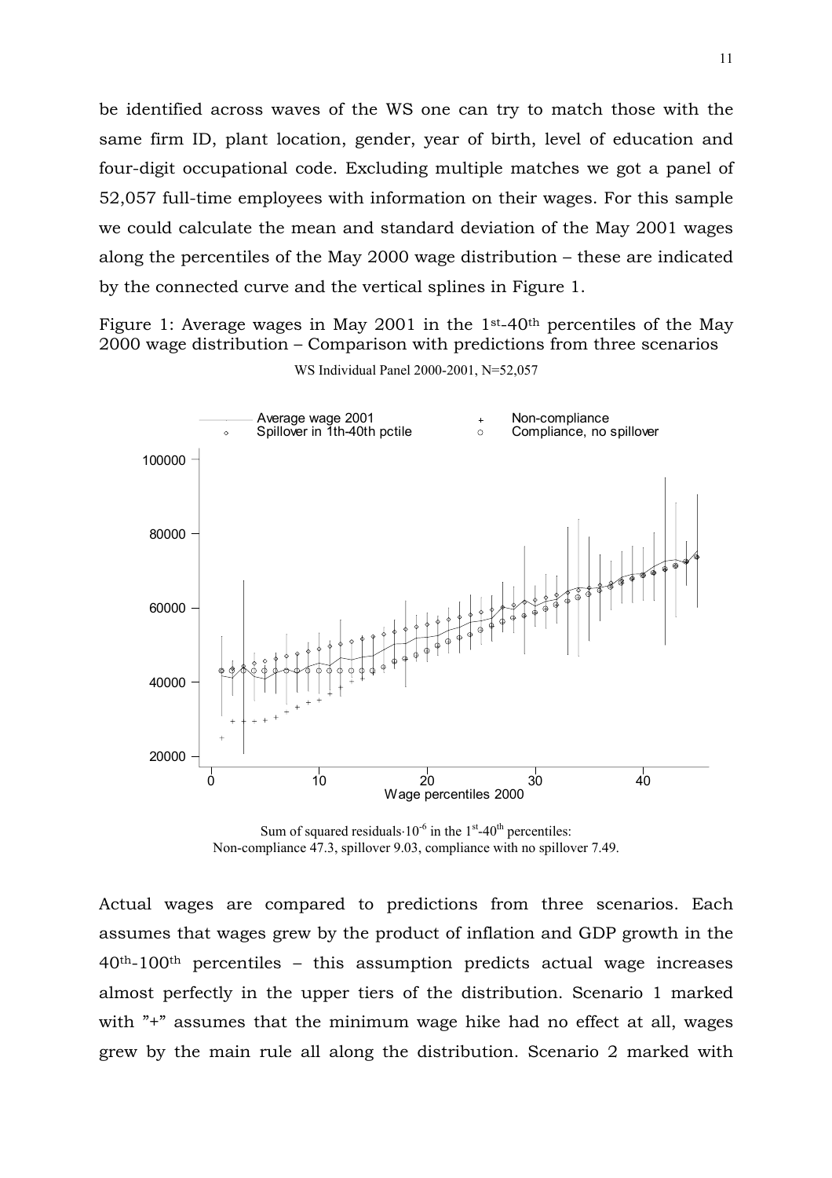be identified across waves of the WS one can try to match those with the same firm ID, plant location, gender, year of birth, level of education and four-digit occupational code. Excluding multiple matches we got a panel of 52,057 full-time employees with information on their wages. For this sample we could calculate the mean and standard deviation of the May 2001 wages along the percentiles of the May 2000 wage distribution – these are indicated by the connected curve and the vertical splines in Figure 1.

Figure 1: Average wages in May 2001 in the 1st-40th percentiles of the May 2000 wage distribution – Comparison with predictions from three scenarios

WS Individual Panel 2000-2001, N=52,057

Sum of squared residuals$\cdot 10^{-6}$ in the 1st-40th percentiles:
Non-compliance 47.3, spillover 9.03, compliance with no spillover 7.49.

Actual wages are compared to predictions from three scenarios. Each assumes that wages grew by the product of inflation and GDP growth in the 40th-100th percentiles – this assumption predicts actual wage increases almost perfectly in the upper tiers of the distribution. Scenario 1 marked with "+" assumes that the minimum wage hike had no effect at all, wages grew by the main rule all along the distribution. Scenario 2 marked with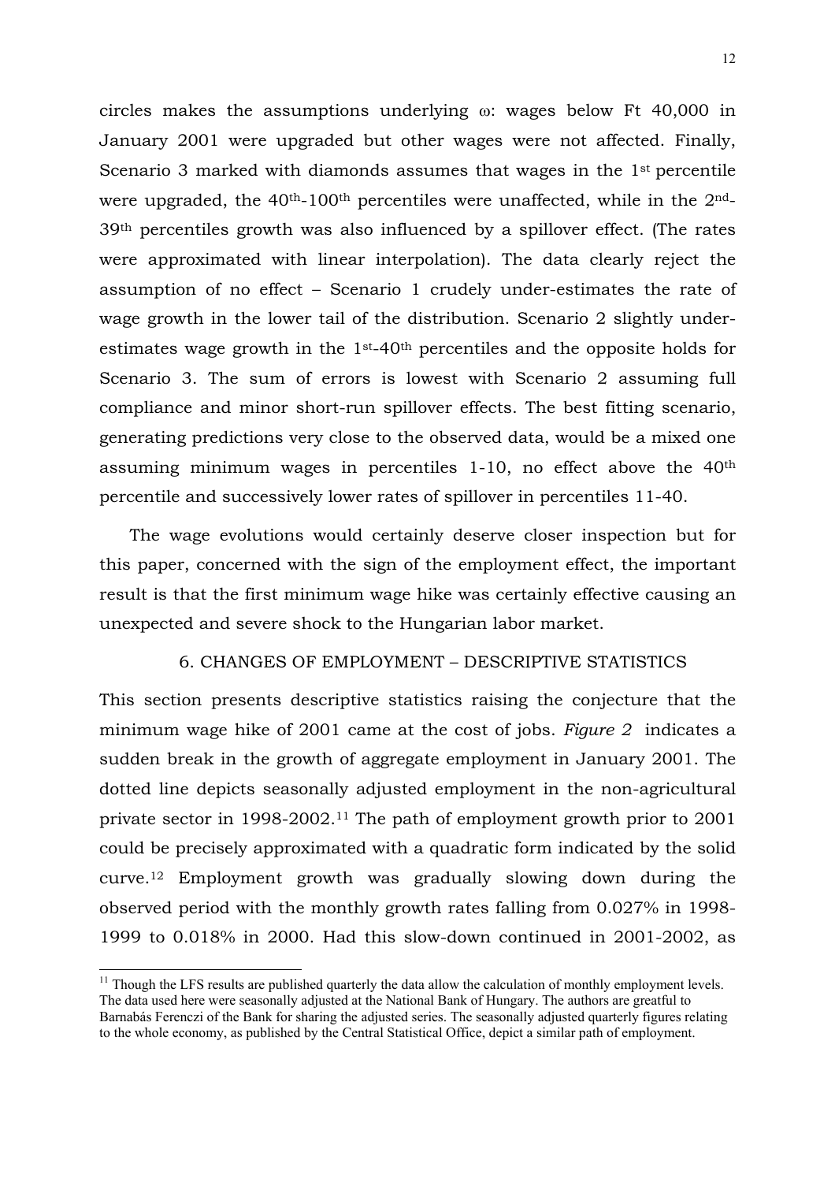circles makes the assumptions underlying ω: wages below Ft 40,000 in January 2001 were upgraded but other wages were not affected. Finally, Scenario 3 marked with diamonds assumes that wages in the 1st percentile were upgraded, the 40th-100th percentiles were unaffected, while in the 2nd-39th percentiles growth was also influenced by a spillover effect. (The rates were approximated with linear interpolation). The data clearly reject the assumption of no effect – Scenario 1 crudely under-estimates the rate of wage growth in the lower tail of the distribution. Scenario 2 slightly under-estimates wage growth in the 1st-40th percentiles and the opposite holds for Scenario 3. The sum of errors is lowest with Scenario 2 assuming full compliance and minor short-run spillover effects. The best fitting scenario, generating predictions very close to the observed data, would be a mixed one assuming minimum wages in percentiles 1-10, no effect above the 40th percentile and successively lower rates of spillover in percentiles 11-40.

The wage evolutions would certainly deserve closer inspection but for this paper, concerned with the sign of the employment effect, the important result is that the first minimum wage hike was certainly effective causing an unexpected and severe shock to the Hungarian labor market.

## 6. CHANGES OF EMPLOYMENT – DESCRIPTIVE STATISTICS

This section presents descriptive statistics raising the conjecture that the minimum wage hike of 2001 came at the cost of jobs. *Figure 2* indicates a sudden break in the growth of aggregate employment in January 2001. The dotted line depicts seasonally adjusted employment in the non-agricultural private sector in 1998-2002.[11] The path of employment growth prior to 2001 could be precisely approximated with a quadratic form indicated by the solid curve.[12] Employment growth was gradually slowing down during the observed period with the monthly growth rates falling from 0.027% in 1998-1999 to 0.018% in 2000. Had this slow-down continued in 2001-2002, as

[11] Though the LFS results are published quarterly the data allow the calculation of monthly employment levels. The data used here were seasonally adjusted at the National Bank of Hungary. The authors are greatful to Barnabás Ferenczi of the Bank for sharing the adjusted series. The seasonally adjusted quarterly figures relating to the whole economy, as published by the Central Statistical Office, depict a similar path of employment.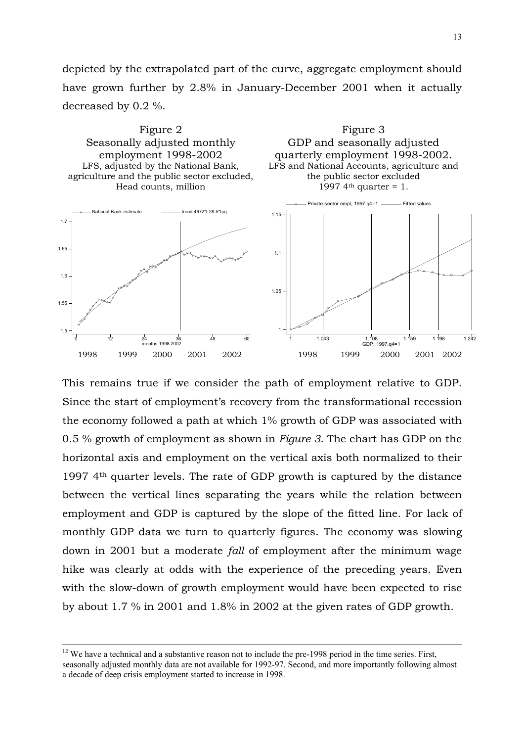depicted by the extrapolated part of the curve, aggregate employment should have grown further by 2.8% in January-December 2001 when it actually decreased by 0.2 %.

Figure 2
Seasonally adjusted monthly employment 1998-2002
LFS, adjusted by the National Bank, agriculture and the public sector excluded, Head counts, million

Figure 3
GDP and seasonally adjusted quarterly employment 1998-2002.
LFS and National Accounts, agriculture and the public sector excluded
1997 4th quarter = 1.

This remains true if we consider the path of employment relative to GDP. Since the start of employment's recovery from the transformational recession the economy followed a path at which 1% growth of GDP was associated with 0.5 % growth of employment as shown in *Figure 3*. The chart has GDP on the horizontal axis and employment on the vertical axis both normalized to their 1997 4th quarter levels. The rate of GDP growth is captured by the distance between the vertical lines separating the years while the relation between employment and GDP is captured by the slope of the fitted line. For lack of monthly GDP data we turn to quarterly figures. The economy was slowing down in 2001 but a moderate *fall* of employment after the minimum wage hike was clearly at odds with the experience of the preceding years. Even with the slow-down of growth employment would have been expected to rise by about 1.7 % in 2001 and 1.8% in 2002 at the given rates of GDP growth.

[12] We have a technical and a substantive reason not to include the pre-1998 period in the time series. First, seasonally adjusted monthly data are not available for 1992-97. Second, and more importantly following almost a decade of deep crisis employment started to increase in 1998.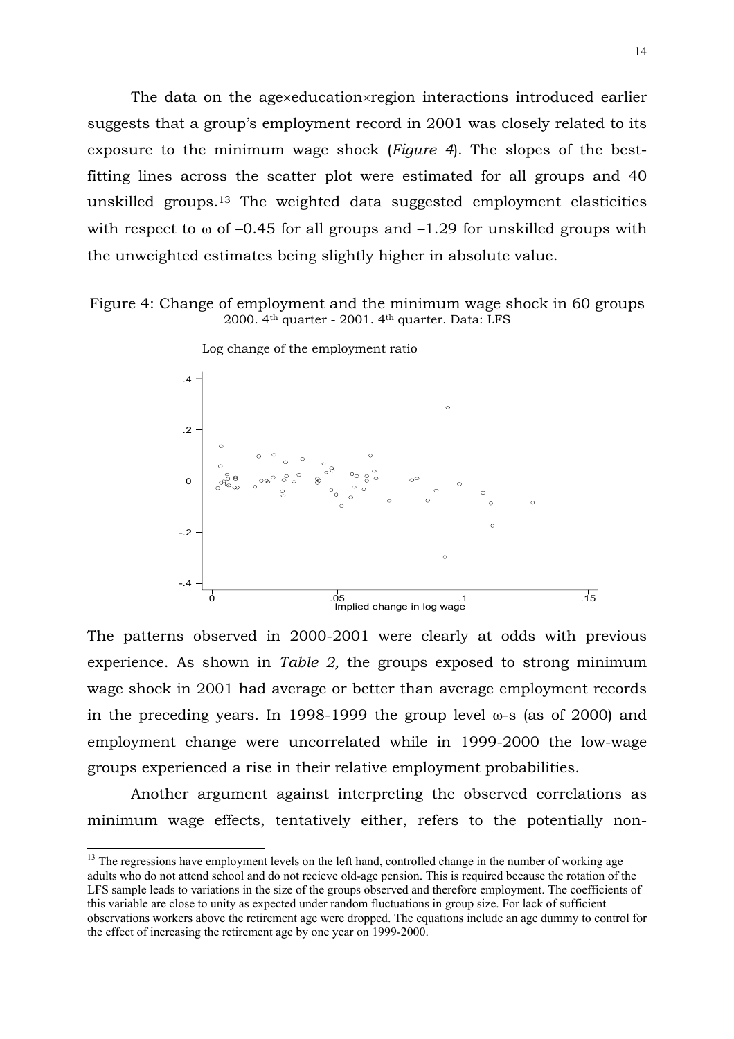The data on the age×education×region interactions introduced earlier suggests that a group's employment record in 2001 was closely related to its exposure to the minimum wage shock (*Figure 4*). The slopes of the best-fitting lines across the scatter plot were estimated for all groups and 40 unskilled groups.[13] The weighted data suggested employment elasticities with respect to $\omega$ of $-0.45$ for all groups and $-1.29$ for unskilled groups with the unweighted estimates being slightly higher in absolute value.

Figure 4: Change of employment and the minimum wage shock in 60 groups
2000. 4th quarter - 2001. 4th quarter. Data: LFS

The patterns observed in 2000-2001 were clearly at odds with previous experience. As shown in *Table 2,* the groups exposed to strong minimum wage shock in 2001 had average or better than average employment records in the preceding years. In 1998-1999 the group level $\omega$-s (as of 2000) and employment change were uncorrelated while in 1999-2000 the low-wage groups experienced a rise in their relative employment probabilities.

Another argument against interpreting the observed correlations as minimum wage effects, tentatively either, refers to the potentially non-

[13] The regressions have employment levels on the left hand, controlled change in the number of working age adults who do not attend school and do not recieve old-age pension. This is required because the rotation of the LFS sample leads to variations in the size of the groups observed and therefore employment. The coefficients of this variable are close to unity as expected under random fluctuations in group size. For lack of sufficient observations workers above the retirement age were dropped. The equations include an age dummy to control for the effect of increasing the retirement age by one year on 1999-2000.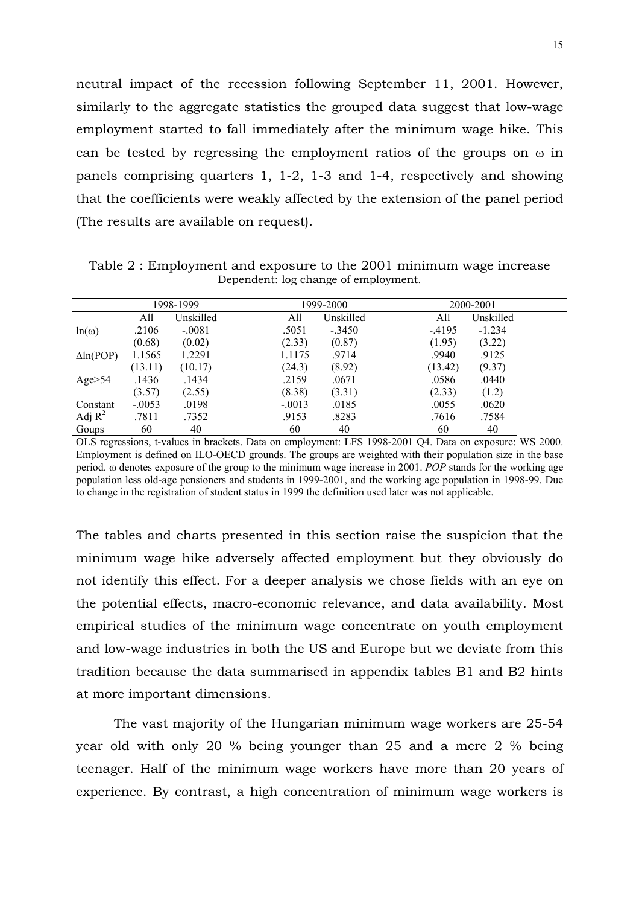neutral impact of the recession following September 11, 2001. However, similarly to the aggregate statistics the grouped data suggest that low-wage employment started to fall immediately after the minimum wage hike. This can be tested by regressing the employment ratios of the groups on ω in panels comprising quarters 1, 1-2, 1-3 and 1-4, respectively and showing that the coefficients were weakly affected by the extension of the panel period (The results are available on request).

Table 2 : Employment and exposure to the 2001 minimum wage increase
Dependent: log change of employment.

| | 1998-1999 | | 1999-2000 | | 2000-2001 | |
|---|---|---|---|---|---|---|
| | All | Unskilled | All | Unskilled | All | Unskilled |
| ln(ω) | .2106 | -.0081 | .5051 | -.3450 | -.4195 | -1.234 |
| | (0.68) | (0.02) | (2.33) | (0.87) | (1.95) | (3.22) |
| Δln(POP) | 1.1565 | 1.2291 | 1.1175 | .9714 | .9940 | .9125 |
| | (13.11) | (10.17) | (24.3) | (8.92) | (13.42) | (9.37) |
| Age>54 | .1436 | .1434 | .2159 | .0671 | .0586 | .0440 |
| | (3.57) | (2.55) | (8.38) | (3.31) | (2.33) | (1.2) |
| Constant | -.0053 | .0198 | -.0013 | .0185 | .0055 | .0620 |
| Adj $R^2$ | .7811 | .7352 | .9153 | .8283 | .7616 | .7584 |
| Goups | 60 | 40 | 60 | 40 | 60 | 40 |

OLS regressions, t-values in brackets. Data on employment: LFS 1998-2001 Q4. Data on exposure: WS 2000. Employment is defined on ILO-OECD grounds. The groups are weighted with their population size in the base period. ω denotes exposure of the group to the minimum wage increase in 2001. *POP* stands for the working age population less old-age pensioners and students in 1999-2001, and the working age population in 1998-99. Due to change in the registration of student status in 1999 the definition used later was not applicable.

The tables and charts presented in this section raise the suspicion that the minimum wage hike adversely affected employment but they obviously do not identify this effect. For a deeper analysis we chose fields with an eye on the potential effects, macro-economic relevance, and data availability. Most empirical studies of the minimum wage concentrate on youth employment and low-wage industries in both the US and Europe but we deviate from this tradition because the data summarised in appendix tables B1 and B2 hints at more important dimensions.

The vast majority of the Hungarian minimum wage workers are 25-54 year old with only 20 % being younger than 25 and a mere 2 % being teenager. Half of the minimum wage workers have more than 20 years of experience. By contrast, a high concentration of minimum wage workers is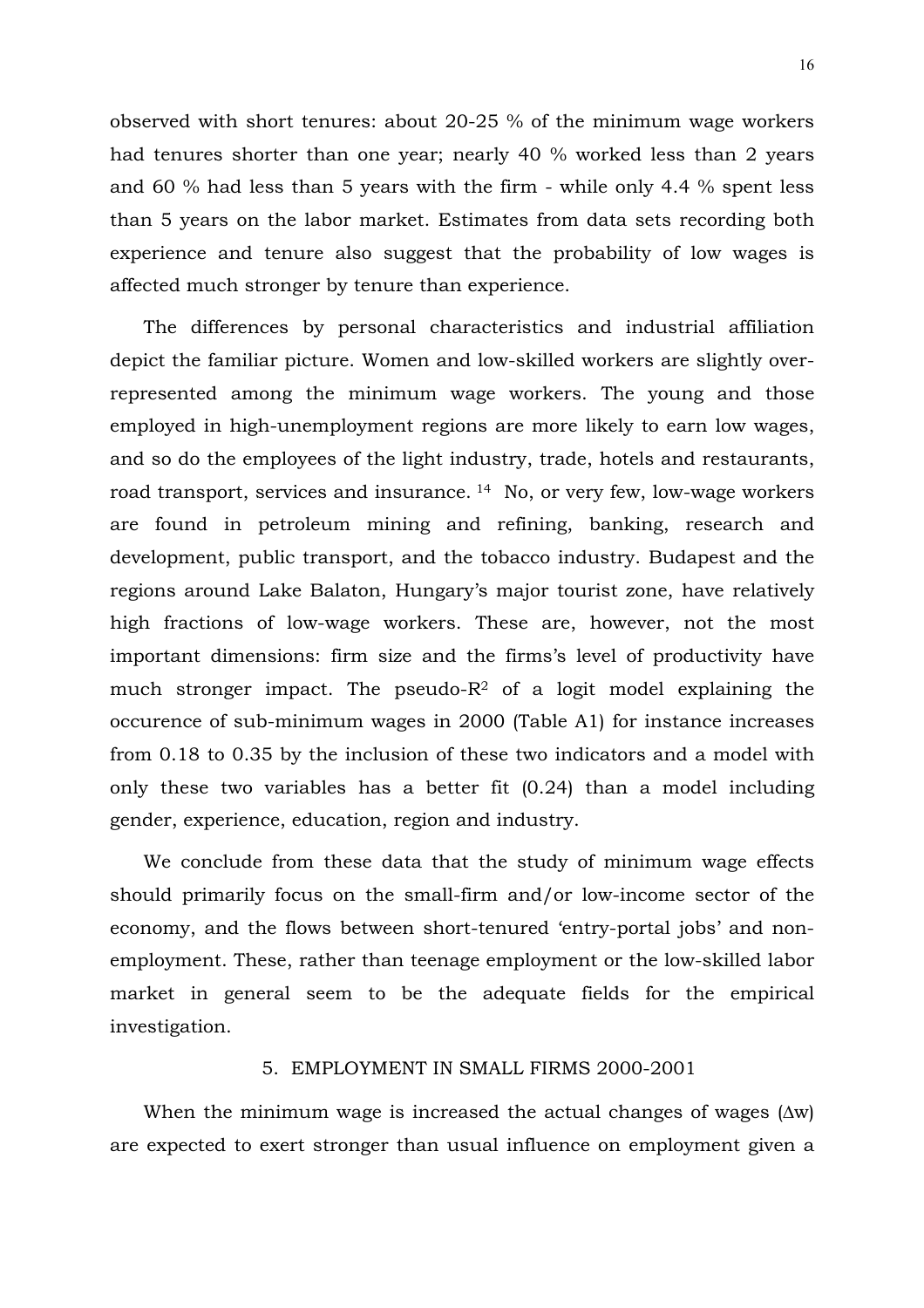observed with short tenures: about 20-25 % of the minimum wage workers had tenures shorter than one year; nearly 40 % worked less than 2 years and 60 % had less than 5 years with the firm - while only 4.4 % spent less than 5 years on the labor market. Estimates from data sets recording both experience and tenure also suggest that the probability of low wages is affected much stronger by tenure than experience.

The differences by personal characteristics and industrial affiliation depict the familiar picture. Women and low-skilled workers are slightly over-represented among the minimum wage workers. The young and those employed in high-unemployment regions are more likely to earn low wages, and so do the employees of the light industry, trade, hotels and restaurants, road transport, services and insurance. [14] No, or very few, low-wage workers are found in petroleum mining and refining, banking, research and development, public transport, and the tobacco industry. Budapest and the regions around Lake Balaton, Hungary's major tourist zone, have relatively high fractions of low-wage workers. These are, however, not the most important dimensions: firm size and the firms's level of productivity have much stronger impact. The pseudo-$R^2$ of a logit model explaining the occurence of sub-minimum wages in 2000 (Table A1) for instance increases from 0.18 to 0.35 by the inclusion of these two indicators and a model with only these two variables has a better fit (0.24) than a model including gender, experience, education, region and industry.

We conclude from these data that the study of minimum wage effects should primarily focus on the small-firm and/or low-income sector of the economy, and the flows between short-tenured 'entry-portal jobs' and non-employment. These, rather than teenage employment or the low-skilled labor market in general seem to be the adequate fields for the empirical investigation.

## 5. EMPLOYMENT IN SMALL FIRMS 2000-2001

When the minimum wage is increased the actual changes of wages ($\Delta w$) are expected to exert stronger than usual influence on employment given a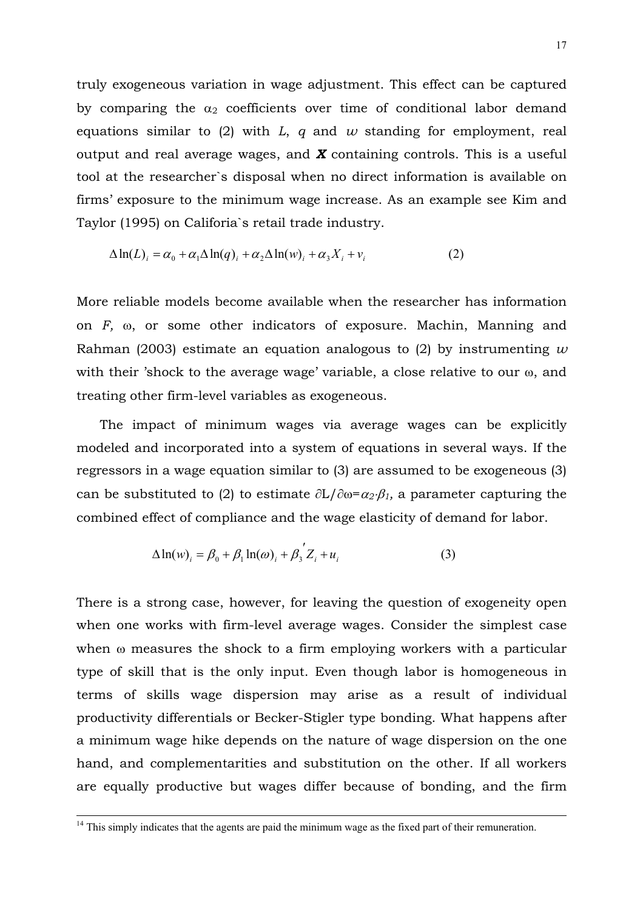truly exogeneous variation in wage adjustment. This effect can be captured by comparing the $\alpha_2$ coefficients over time of conditional labor demand equations similar to (2) with $L$, $q$ and $w$ standing for employment, real output and real average wages, and $\boldsymbol{X}$ containing controls. This is a useful tool at the researcher`s disposal when no direct information is available on firms' exposure to the minimum wage increase. As an example see Kim and Taylor (1995) on Califoria`s retail trade industry.

$$\Delta \ln(L)_i = \alpha_0 + \alpha_1 \Delta \ln(q)_i + \alpha_2 \Delta \ln(w)_i + \alpha_3 X_i + v_i \qquad (2)$$

More reliable models become available when the researcher has information on $F$, $\omega$, or some other indicators of exposure. Machin, Manning and Rahman (2003) estimate an equation analogous to (2) by instrumenting $w$ with their 'shock to the average wage' variable, a close relative to our $\omega$, and treating other firm-level variables as exogeneous.

The impact of minimum wages via average wages can be explicitly modeled and incorporated into a system of equations in several ways. If the regressors in a wage equation similar to (3) are assumed to be exogeneous (3) can be substituted to (2) to estimate $\partial L/\partial \omega = \alpha_2 \cdot \beta_1$, a parameter capturing the combined effect of compliance and the wage elasticity of demand for labor.

$$\Delta \ln(w)_i = \beta_0 + \beta_1 \ln(\omega)_i + \beta_3' Z_i + u_i \qquad (3)$$

There is a strong case, however, for leaving the question of exogeneity open when one works with firm-level average wages. Consider the simplest case when $\omega$ measures the shock to a firm employing workers with a particular type of skill that is the only input. Even though labor is homogeneous in terms of skills wage dispersion may arise as a result of individual productivity differentials or Becker-Stigler type bonding. What happens after a minimum wage hike depends on the nature of wage dispersion on the one hand, and complementarities and substitution on the other. If all workers are equally productive but wages differ because of bonding, and the firm

---

[14] This simply indicates that the agents are paid the minimum wage as the fixed part of their remuneration.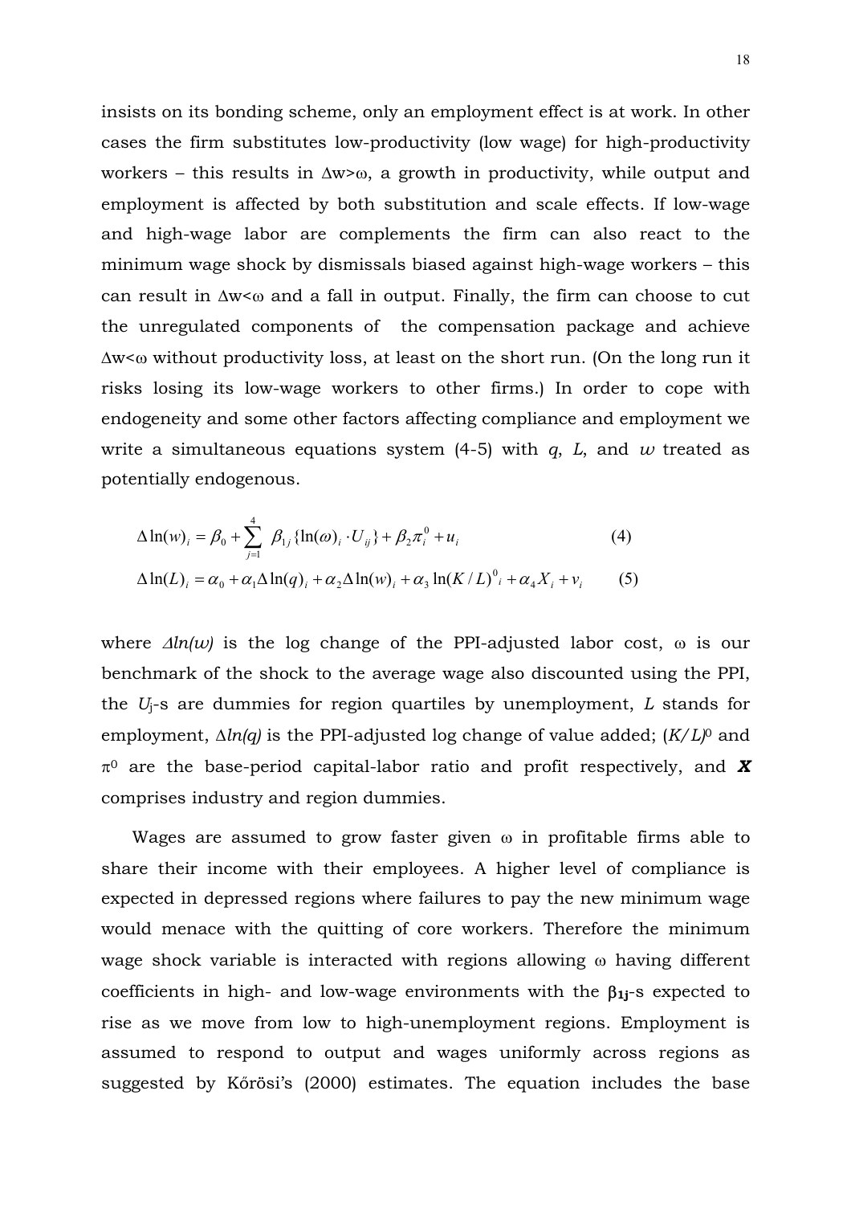insists on its bonding scheme, only an employment effect is at work. In other cases the firm substitutes low-productivity (low wage) for high-productivity workers – this results in $\Delta w > \omega$, a growth in productivity, while output and employment is affected by both substitution and scale effects. If low-wage and high-wage labor are complements the firm can also react to the minimum wage shock by dismissals biased against high-wage workers – this can result in $\Delta w < \omega$ and a fall in output. Finally, the firm can choose to cut the unregulated components of the compensation package and achieve $\Delta w < \omega$ without productivity loss, at least on the short run. (On the long run it risks losing its low-wage workers to other firms.) In order to cope with endogeneity and some other factors affecting compliance and employment we write a simultaneous equations system (4-5) with $q$, $L$, and $w$ treated as potentially endogenous.

$$\Delta \ln(w)_i = \beta_0 + \sum_{j=1}^{4} \beta_{1j} \{\ln(\omega)_i \cdot U_{ij}\} + \beta_2 \pi_i^0 + u_i \qquad (4)$$

$$\Delta \ln(L)_i = \alpha_0 + \alpha_1 \Delta \ln(q)_i + \alpha_2 \Delta \ln(w)_i + \alpha_3 \ln(K/L)^0{}_i + \alpha_4 X_i + v_i \qquad (5)$$

where $\Delta ln(w)$ is the log change of the PPI-adjusted labor cost, $\omega$ is our benchmark of the shock to the average wage also discounted using the PPI, the $U_j$-s are dummies for region quartiles by unemployment, $L$ stands for employment, $\Delta ln(q)$ is the PPI-adjusted log change of value added; $(K/L)^0$ and $\pi^0$ are the base-period capital-labor ratio and profit respectively, and $\boldsymbol{X}$ comprises industry and region dummies.

Wages are assumed to grow faster given $\omega$ in profitable firms able to share their income with their employees. A higher level of compliance is expected in depressed regions where failures to pay the new minimum wage would menace with the quitting of core workers. Therefore the minimum wage shock variable is interacted with regions allowing $\omega$ having different coefficients in high- and low-wage environments with the $\boldsymbol{\beta_{1j}}$-s expected to rise as we move from low to high-unemployment regions. Employment is assumed to respond to output and wages uniformly across regions as suggested by Kőrösi's (2000) estimates. The equation includes the base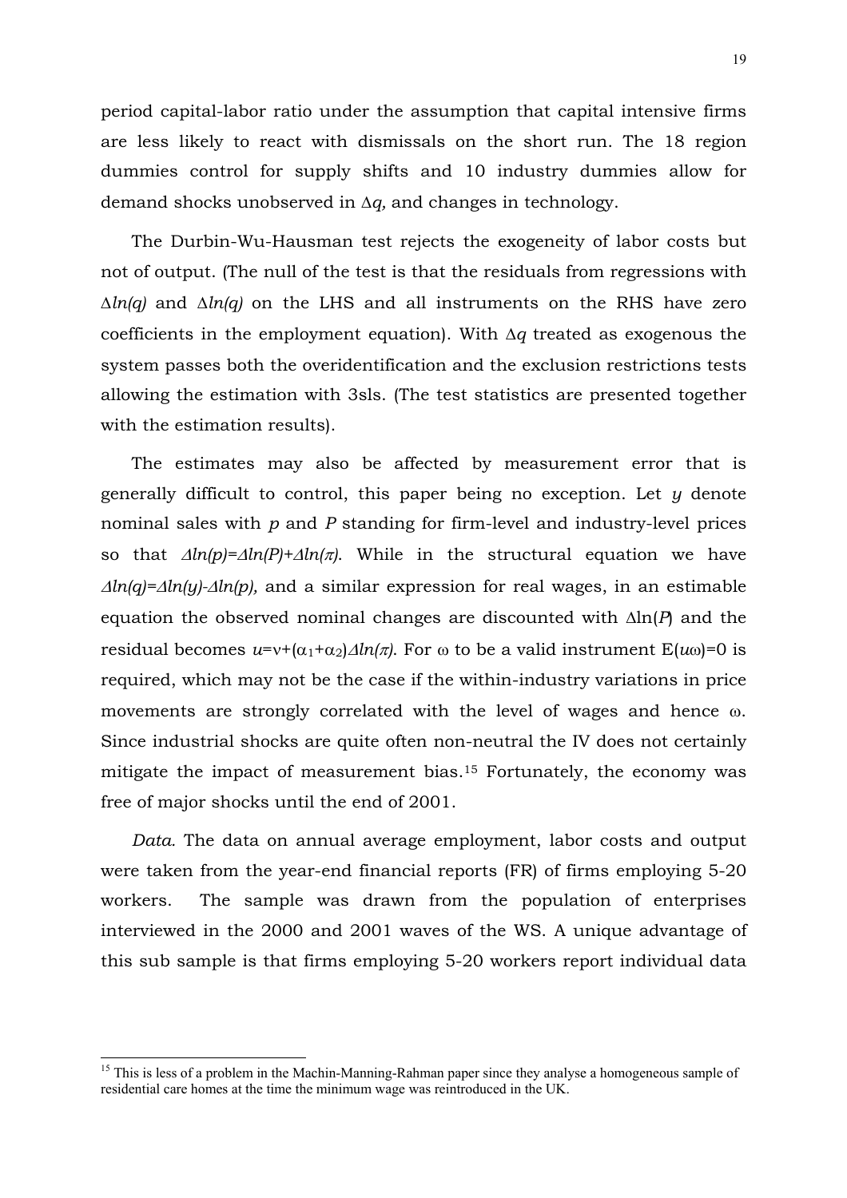period capital-labor ratio under the assumption that capital intensive firms are less likely to react with dismissals on the short run. The 18 region dummies control for supply shifts and 10 industry dummies allow for demand shocks unobserved in $\Delta q$, and changes in technology.

The Durbin-Wu-Hausman test rejects the exogeneity of labor costs but not of output. (The null of the test is that the residuals from regressions with $\Delta ln(q)$ and $\Delta ln(q)$ on the LHS and all instruments on the RHS have zero coefficients in the employment equation). With $\Delta q$ treated as exogenous the system passes both the overidentification and the exclusion restrictions tests allowing the estimation with 3sls. (The test statistics are presented together with the estimation results).

The estimates may also be affected by measurement error that is generally difficult to control, this paper being no exception. Let $y$ denote nominal sales with $p$ and $P$ standing for firm-level and industry-level prices so that $\Delta ln(p)=\Delta ln(P)+\Delta ln(\pi)$. While in the structural equation we have $\Delta ln(q)=\Delta ln(y)-\Delta ln(p)$, and a similar expression for real wages, in an estimable equation the observed nominal changes are discounted with $\Delta \ln(P)$ and the residual becomes $u=v+(\alpha_1+\alpha_2)\Delta ln(\pi)$. For $\omega$ to be a valid instrument $E(u\omega)=0$ is required, which may not be the case if the within-industry variations in price movements are strongly correlated with the level of wages and hence $\omega$. Since industrial shocks are quite often non-neutral the IV does not certainly mitigate the impact of measurement bias.[15] Fortunately, the economy was free of major shocks until the end of 2001.

*Data.* The data on annual average employment, labor costs and output were taken from the year-end financial reports (FR) of firms employing 5-20 workers. The sample was drawn from the population of enterprises interviewed in the 2000 and 2001 waves of the WS. A unique advantage of this sub sample is that firms employing 5-20 workers report individual data

[15] This is less of a problem in the Machin-Manning-Rahman paper since they analyse a homogeneous sample of residential care homes at the time the minimum wage was reintroduced in the UK.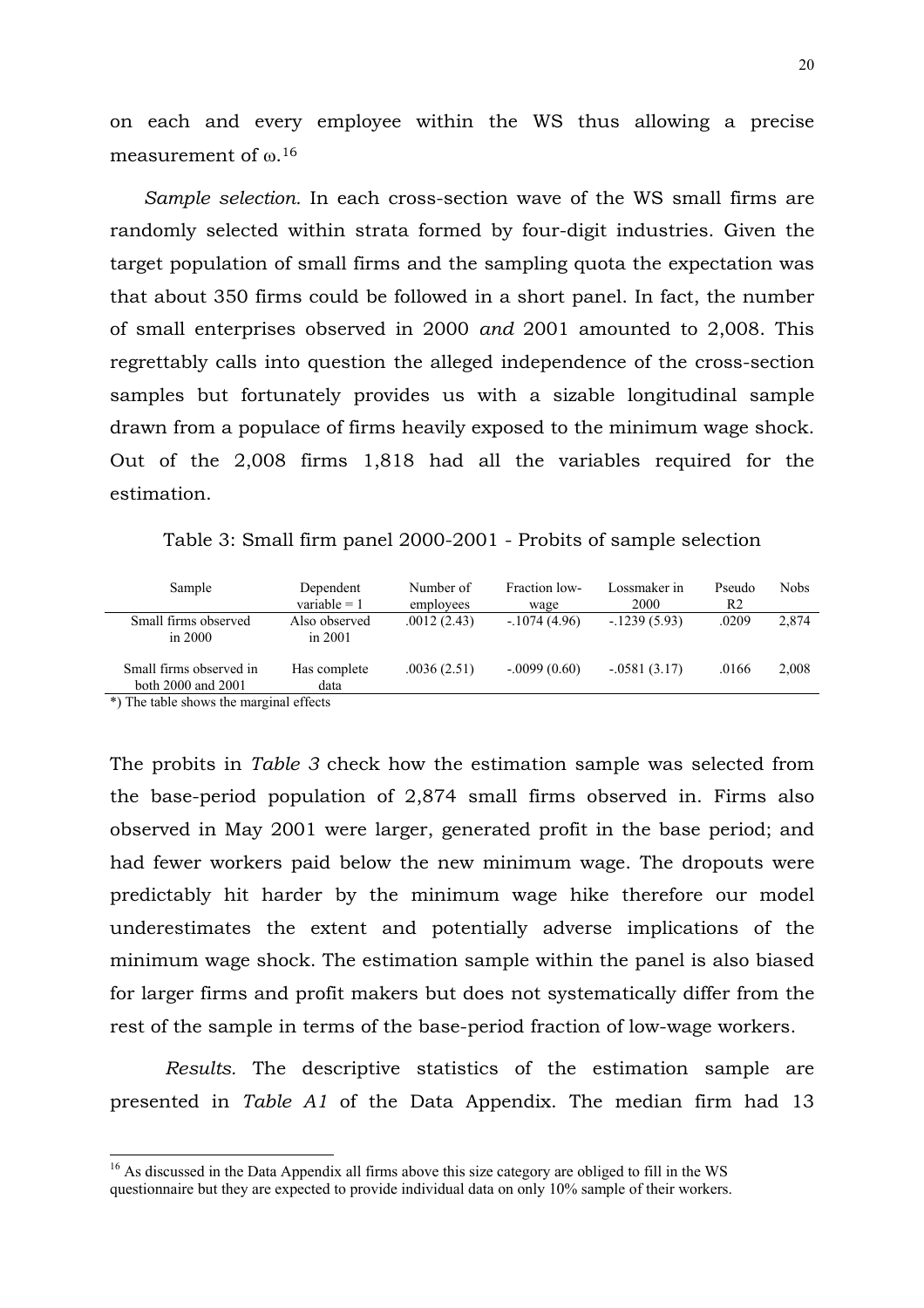on each and every employee within the WS thus allowing a precise measurement of $\omega$.[16]

*Sample selection.* In each cross-section wave of the WS small firms are randomly selected within strata formed by four-digit industries. Given the target population of small firms and the sampling quota the expectation was that about 350 firms could be followed in a short panel. In fact, the number of small enterprises observed in 2000 *and* 2001 amounted to 2,008. This regrettably calls into question the alleged independence of the cross-section samples but fortunately provides us with a sizable longitudinal sample drawn from a populace of firms heavily exposed to the minimum wage shock. Out of the 2,008 firms 1,818 had all the variables required for the estimation.

Table 3: Small firm panel 2000-2001 - Probits of sample selection

| Sample | Dependent variable = 1 | Number of employees | Fraction low-wage | Lossmaker in 2000 | Pseudo R2 | Nobs |
|---|---|---|---|---|---|---|
| Small firms observed in 2000 | Also observed in 2001 | .0012 (2.43) | -.1074 (4.96) | -.1239 (5.93) | .0209 | 2,874 |
| Small firms observed in both 2000 and 2001 | Has complete data | .0036 (2.51) | -.0099 (0.60) | -.0581 (3.17) | .0166 | 2,008 |

*) The table shows the marginal effects

The probits in *Table 3* check how the estimation sample was selected from the base-period population of 2,874 small firms observed in. Firms also observed in May 2001 were larger, generated profit in the base period; and had fewer workers paid below the new minimum wage. The dropouts were predictably hit harder by the minimum wage hike therefore our model underestimates the extent and potentially adverse implications of the minimum wage shock. The estimation sample within the panel is also biased for larger firms and profit makers but does not systematically differ from the rest of the sample in terms of the base-period fraction of low-wage workers.

*Results.* The descriptive statistics of the estimation sample are presented in *Table A1* of the Data Appendix. The median firm had 13

[16] As discussed in the Data Appendix all firms above this size category are obliged to fill in the WS questionnaire but they are expected to provide individual data on only 10% sample of their workers.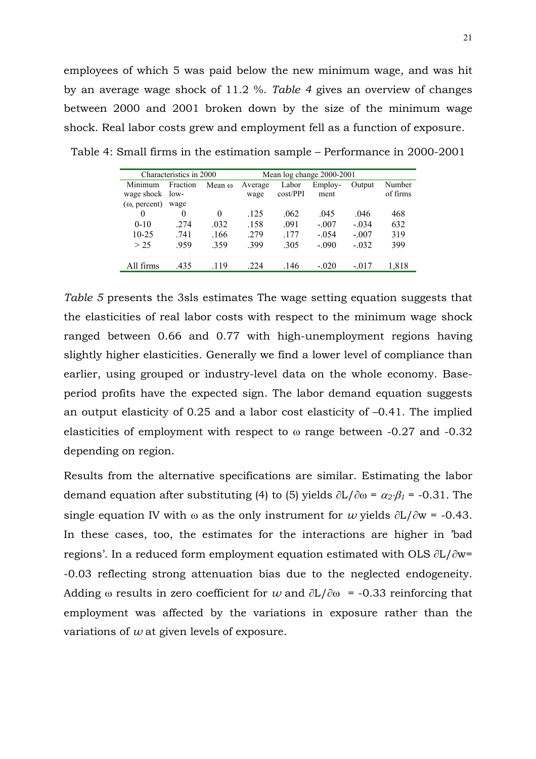employees of which 5 was paid below the new minimum wage, and was hit by an average wage shock of 11.2 %. *Table 4* gives an overview of changes between 2000 and 2001 broken down by the size of the minimum wage shock. Real labor costs grew and employment fell as a function of exposure.

Table 4: Small firms in the estimation sample – Performance in 2000-2001

| Characteristics in 2000 | | | Mean log change 2000-2001 | | | | |
|---|---|---|---|---|---|---|---|
| Minimum wage shock ($\omega$, percent) | Fraction low-wage | Mean $\omega$ | Average wage | Labor cost/PPI | Employ-ment | Output | Number of firms |
| 0 | 0 | 0 | .125 | .062 | .045 | .046 | 468 |
| 0-10 | .274 | .032 | .158 | .091 | -.007 | -.034 | 632 |
| 10-25 | .741 | .166 | .279 | .177 | -.054 | -.007 | 319 |
| > 25 | .959 | .359 | .399 | .305 | -.090 | -.032 | 399 |
| All firms | .435 | .119 | .224 | .146 | -.020 | -.017 | 1,818 |

*Table 5* presents the 3sls estimates The wage setting equation suggests that the elasticities of real labor costs with respect to the minimum wage shock ranged between 0.66 and 0.77 with high-unemployment regions having slightly higher elasticities. Generally we find a lower level of compliance than earlier, using grouped or industry-level data on the whole economy. Base-period profits have the expected sign. The labor demand equation suggests an output elasticity of 0.25 and a labor cost elasticity of –0.41. The implied elasticities of employment with respect to $\omega$ range between -0.27 and -0.32 depending on region.

Results from the alternative specifications are similar. Estimating the labor demand equation after substituting (4) to (5) yields $\partial L/\partial \omega = \alpha_2 \cdot \beta_1 = -0.31$. The single equation IV with $\omega$ as the only instrument for $w$ yields $\partial L/\partial w = -0.43$. In these cases, too, the estimates for the interactions are higher in 'bad regions'. In a reduced form employment equation estimated with OLS $\partial L/\partial w = -0.03$ reflecting strong attenuation bias due to the neglected endogeneity. Adding $\omega$ results in zero coefficient for $w$ and $\partial L/\partial \omega = -0.33$ reinforcing that employment was affected by the variations in exposure rather than the variations of $w$ at given levels of exposure.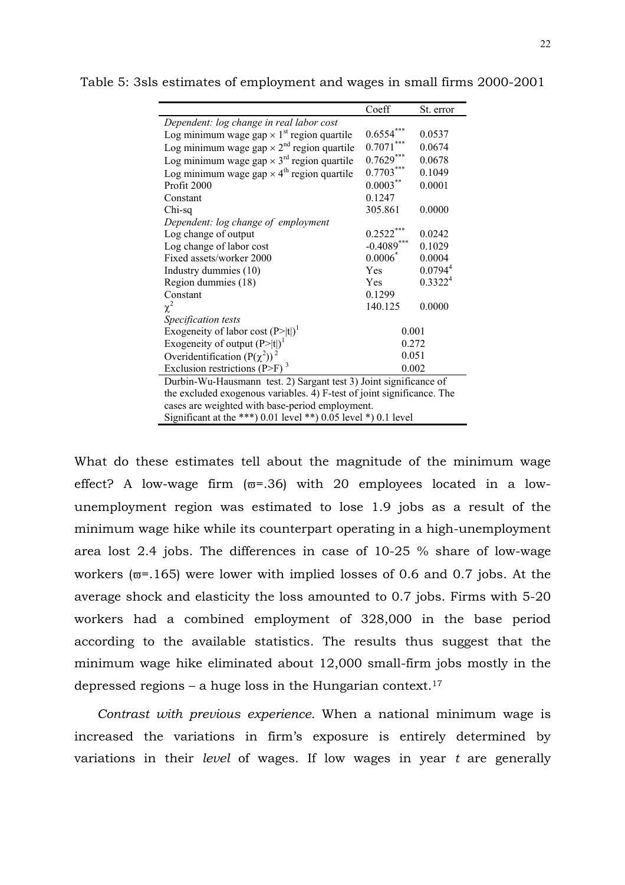Table 5: 3sls estimates of employment and wages in small firms 2000-2001

| | Coeff | St. error |
|---|---|---|
| *Dependent: log change in real labor cost* | | |
| Log minimum wage gap × 1st region quartile | 0.6554*** | 0.0537 |
| Log minimum wage gap × 2nd region quartile | 0.7071*** | 0.0674 |
| Log minimum wage gap × 3rd region quartile | 0.7629*** | 0.0678 |
| Log minimum wage gap × 4th region quartile | 0.7703*** | 0.1049 |
| Profit 2000 | 0.0003** | 0.0001 |
| Constant | 0.1247 | |
| Chi-sq | 305.861 | 0.0000 |
| *Dependent: log change of employment* | | |
| Log change of output | 0.2522*** | 0.0242 |
| Log change of labor cost | -0.4089*** | 0.1029 |
| Fixed assets/worker 2000 | 0.0006* | 0.0004 |
| Industry dummies (10) | Yes | 0.0794[4] |
| Region dummies (18) | Yes | 0.3322[4] |
| Constant | 0.1299 | |
| $\chi^2$ | 140.125 | 0.0000 |
| *Specification tests* | | |
| Exogeneity of labor cost (P>\|t\|)[1] | 0.001 | |
| Exogeneity of output (P>\|t\|)[1] | 0.272 | |
| Overidentification ($P(\chi^2)$)[2] | 0.051 | |
| Exclusion restrictions (P>F)[3] | 0.002 | |

Durbin-Wu-Hausmann test. 2) Sargant test 3) Joint significance of the excluded exogenous variables. 4) F-test of joint significance. The cases are weighted with base-period employment.
Significant at the ***) 0.01 level **) 0.05 level *) 0.1 level

What do these estimates tell about the magnitude of the minimum wage effect? A low-wage firm ($\varpi$=.36) with 20 employees located in a low-unemployment region was estimated to lose 1.9 jobs as a result of the minimum wage hike while its counterpart operating in a high-unemployment area lost 2.4 jobs. The differences in case of 10-25 % share of low-wage workers ($\varpi$=.165) were lower with implied losses of 0.6 and 0.7 jobs. At the average shock and elasticity the loss amounted to 0.7 jobs. Firms with 5-20 workers had a combined employment of 328,000 in the base period according to the available statistics. The results thus suggest that the minimum wage hike eliminated about 12,000 small-firm jobs mostly in the depressed regions – a huge loss in the Hungarian context.[17]

*Contrast with previous experience.* When a national minimum wage is increased the variations in firm's exposure is entirely determined by variations in their *level* of wages. If low wages in year *t* are generally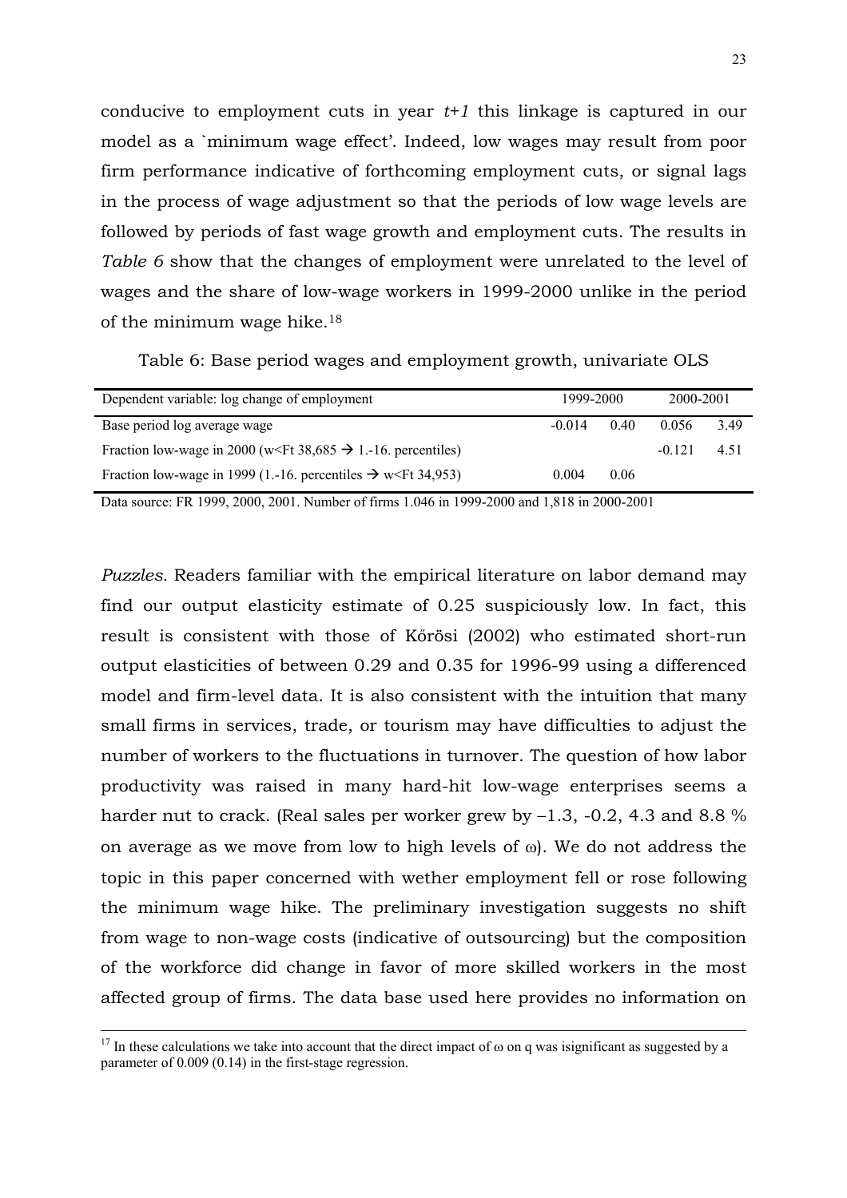conducive to employment cuts in year *t+1* this linkage is captured in our model as a `minimum wage effect'. Indeed, low wages may result from poor firm performance indicative of forthcoming employment cuts, or signal lags in the process of wage adjustment so that the periods of low wage levels are followed by periods of fast wage growth and employment cuts. The results in *Table 6* show that the changes of employment were unrelated to the level of wages and the share of low-wage workers in 1999-2000 unlike in the period of the minimum wage hike.[18]

Table 6: Base period wages and employment growth, univariate OLS

| Dependent variable: log change of employment | 1999-2000 | | 2000-2001 | |
|---|---|---|---|---|
| Base period log average wage | -0.014 | 0.40 | 0.056 | 3.49 |
| Fraction low-wage in 2000 (w<Ft 38,685 → 1.-16. percentiles) | | | -0.121 | 4.51 |
| Fraction low-wage in 1999 (1.-16. percentiles → w<Ft 34,953) | 0.004 | 0.06 | | |

Data source: FR 1999, 2000, 2001. Number of firms 1.046 in 1999-2000 and 1,818 in 2000-2001

*Puzzles.* Readers familiar with the empirical literature on labor demand may find our output elasticity estimate of 0.25 suspiciously low. In fact, this result is consistent with those of Kőrösi (2002) who estimated short-run output elasticities of between 0.29 and 0.35 for 1996-99 using a differenced model and firm-level data. It is also consistent with the intuition that many small firms in services, trade, or tourism may have difficulties to adjust the number of workers to the fluctuations in turnover. The question of how labor productivity was raised in many hard-hit low-wage enterprises seems a harder nut to crack. (Real sales per worker grew by –1.3, -0.2, 4.3 and 8.8 % on average as we move from low to high levels of $\omega$). We do not address the topic in this paper concerned with wether employment fell or rose following the minimum wage hike. The preliminary investigation suggests no shift from wage to non-wage costs (indicative of outsourcing) but the composition of the workforce did change in favor of more skilled workers in the most affected group of firms. The data base used here provides no information on

[17] In these calculations we take into account that the direct impact of $\omega$ on q was isignificant as suggested by a parameter of 0.009 (0.14) in the first-stage regression.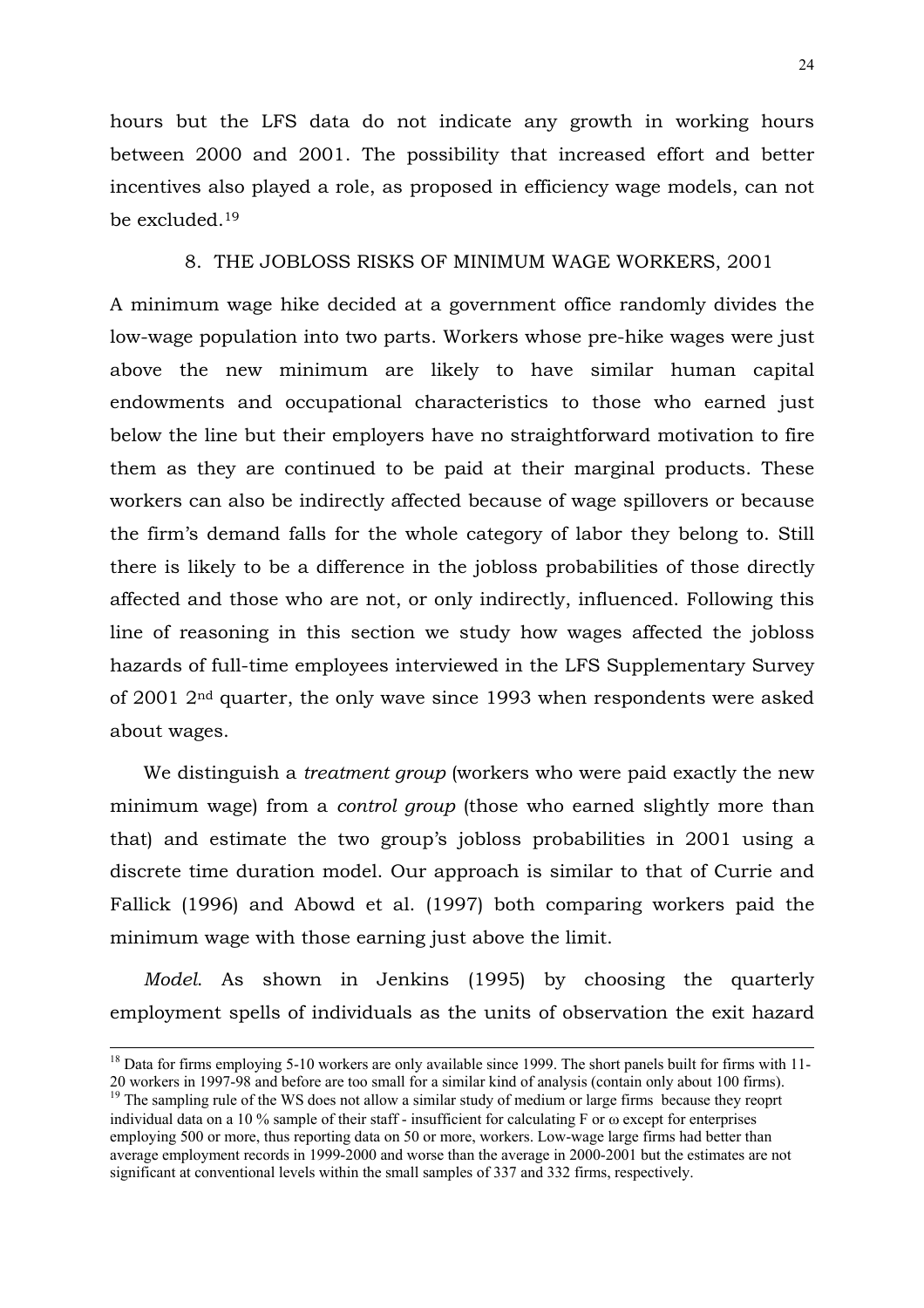hours but the LFS data do not indicate any growth in working hours between 2000 and 2001. The possibility that increased effort and better incentives also played a role, as proposed in efficiency wage models, can not be excluded.[19]

## 8. THE JOBLOSS RISKS OF MINIMUM WAGE WORKERS, 2001

A minimum wage hike decided at a government office randomly divides the low-wage population into two parts. Workers whose pre-hike wages were just above the new minimum are likely to have similar human capital endowments and occupational characteristics to those who earned just below the line but their employers have no straightforward motivation to fire them as they are continued to be paid at their marginal products. These workers can also be indirectly affected because of wage spillovers or because the firm's demand falls for the whole category of labor they belong to. Still there is likely to be a difference in the jobloss probabilities of those directly affected and those who are not, or only indirectly, influenced. Following this line of reasoning in this section we study how wages affected the jobloss hazards of full-time employees interviewed in the LFS Supplementary Survey of 2001 2nd quarter, the only wave since 1993 when respondents were asked about wages.

We distinguish a *treatment group* (workers who were paid exactly the new minimum wage) from a *control group* (those who earned slightly more than that) and estimate the two group's jobloss probabilities in 2001 using a discrete time duration model. Our approach is similar to that of Currie and Fallick (1996) and Abowd et al. (1997) both comparing workers paid the minimum wage with those earning just above the limit.

*Model*. As shown in Jenkins (1995) by choosing the quarterly employment spells of individuals as the units of observation the exit hazard

---

[18] Data for firms employing 5-10 workers are only available since 1999. The short panels built for firms with 11-20 workers in 1997-98 and before are too small for a similar kind of analysis (contain only about 100 firms).

[19] The sampling rule of the WS does not allow a similar study of medium or large firms because they reoprt individual data on a 10 % sample of their staff - insufficient for calculating F or ω except for enterprises employing 500 or more, thus reporting data on 50 or more, workers. Low-wage large firms had better than average employment records in 1999-2000 and worse than the average in 2000-2001 but the estimates are not significant at conventional levels within the small samples of 337 and 332 firms, respectively.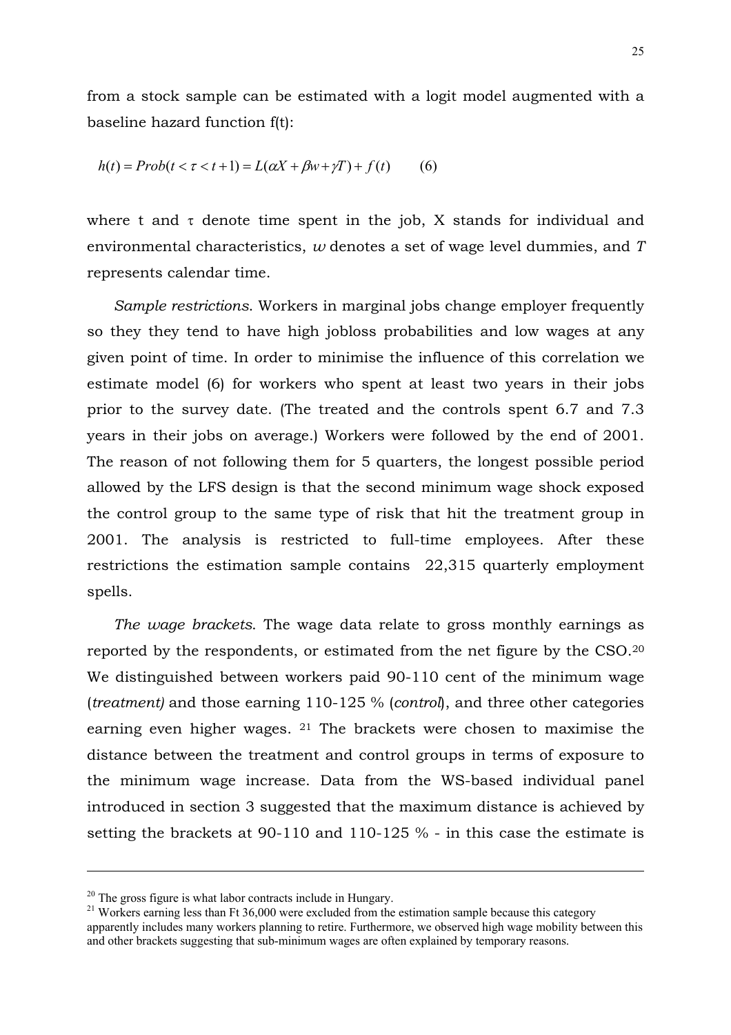from a stock sample can be estimated with a logit model augmented with a baseline hazard function f(t):

$$h(t) = Prob(t < \tau < t+1) = L(\alpha X + \beta w + \gamma T) + f(t) \qquad (6)$$

where t and $\tau$ denote time spent in the job, X stands for individual and environmental characteristics, $w$ denotes a set of wage level dummies, and $T$ represents calendar time.

*Sample restrictions*. Workers in marginal jobs change employer frequently so they they tend to have high jobloss probabilities and low wages at any given point of time. In order to minimise the influence of this correlation we estimate model (6) for workers who spent at least two years in their jobs prior to the survey date. (The treated and the controls spent 6.7 and 7.3 years in their jobs on average.) Workers were followed by the end of 2001. The reason of not following them for 5 quarters, the longest possible period allowed by the LFS design is that the second minimum wage shock exposed the control group to the same type of risk that hit the treatment group in 2001. The analysis is restricted to full-time employees. After these restrictions the estimation sample contains 22,315 quarterly employment spells.

*The wage brackets*. The wage data relate to gross monthly earnings as reported by the respondents, or estimated from the net figure by the CSO.[20] We distinguished between workers paid 90-110 cent of the minimum wage (*treatment)* and those earning 110-125 % (*control*), and three other categories earning even higher wages. [21] The brackets were chosen to maximise the distance between the treatment and control groups in terms of exposure to the minimum wage increase. Data from the WS-based individual panel introduced in section 3 suggested that the maximum distance is achieved by setting the brackets at 90-110 and 110-125 % - in this case the estimate is

---

[20] The gross figure is what labor contracts include in Hungary.

[21] Workers earning less than Ft 36,000 were excluded from the estimation sample because this category apparently includes many workers planning to retire. Furthermore, we observed high wage mobility between this and other brackets suggesting that sub-minimum wages are often explained by temporary reasons.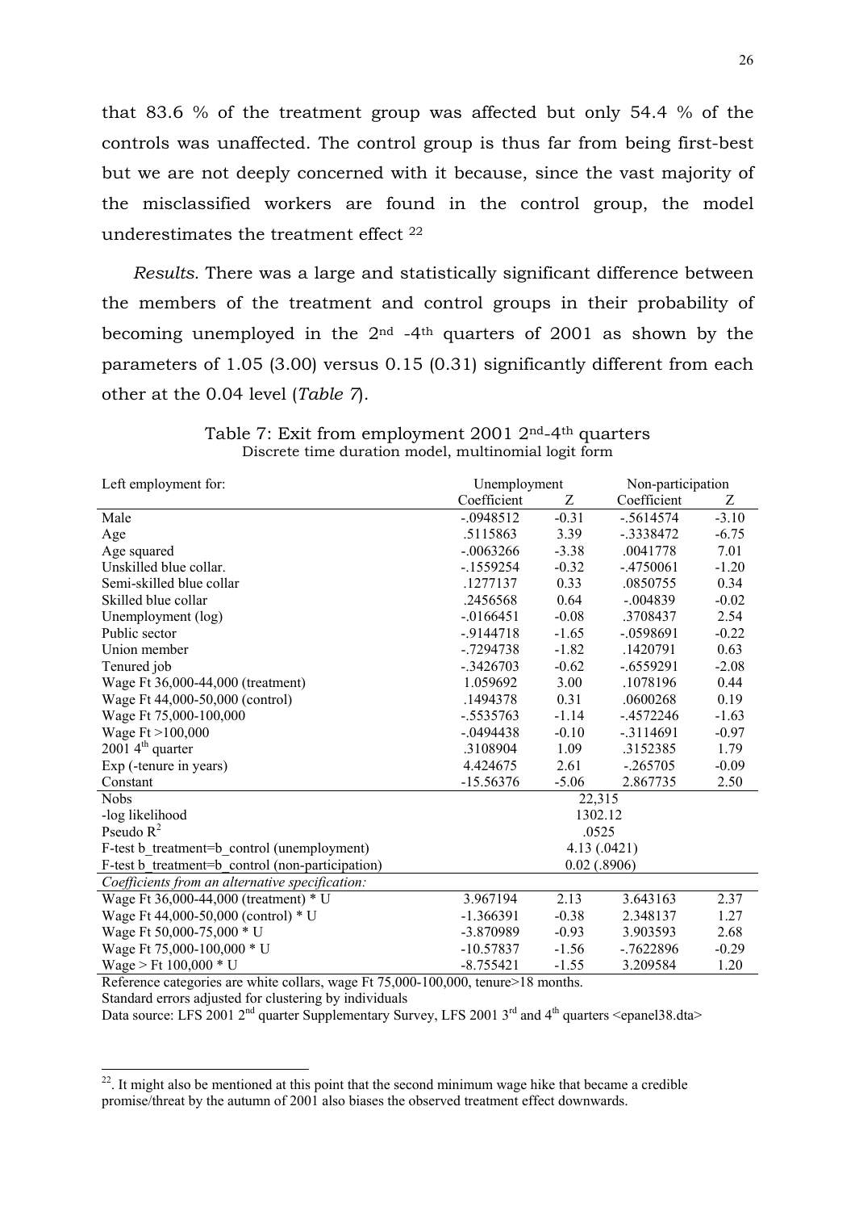that 83.6 % of the treatment group was affected but only 54.4 % of the controls was unaffected. The control group is thus far from being first-best but we are not deeply concerned with it because, since the vast majority of the misclassified workers are found in the control group, the model underestimates the treatment effect [22]

*Results*. There was a large and statistically significant difference between the members of the treatment and control groups in their probability of becoming unemployed in the 2nd -4th quarters of 2001 as shown by the parameters of 1.05 (3.00) versus 0.15 (0.31) significantly different from each other at the 0.04 level (*Table 7*).

Table 7: Exit from employment 2001 2nd-4th quarters
Discrete time duration model, multinomial logit form

| Left employment for: | Unemployment | | Non-participation | |
|---|---|---|---|---|
| | Coefficient | Z | Coefficient | Z |
| Male | -.0948512 | -0.31 | -.5614574 | -3.10 |
| Age | .5115863 | 3.39 | -.3338472 | -6.75 |
| Age squared | -.0063266 | -3.38 | .0041778 | 7.01 |
| Unskilled blue collar. | -.1559254 | -0.32 | -.4750061 | -1.20 |
| Semi-skilled blue collar | .1277137 | 0.33 | .0850755 | 0.34 |
| Skilled blue collar | .2456568 | 0.64 | -.004839 | -0.02 |
| Unemployment (log) | -.0166451 | -0.08 | .3708437 | 2.54 |
| Public sector | -.9144718 | -1.65 | -.0598691 | -0.22 |
| Union member | -.7294738 | -1.82 | .1420791 | 0.63 |
| Tenured job | -.3426703 | -0.62 | -.6559291 | -2.08 |
| Wage Ft 36,000-44,000 (treatment) | 1.059692 | 3.00 | .1078196 | 0.44 |
| Wage Ft 44,000-50,000 (control) | .1494378 | 0.31 | .0600268 | 0.19 |
| Wage Ft 75,000-100,000 | -.5535763 | -1.14 | -.4572246 | -1.63 |
| Wage Ft >100,000 | -.0494438 | -0.10 | -.3114691 | -0.97 |
| 2001 4th quarter | .3108904 | 1.09 | .3152385 | 1.79 |
| Exp (-tenure in years) | 4.424675 | 2.61 | -.265705 | -0.09 |
| Constant | -15.56376 | -5.06 | 2.867735 | 2.50 |
| Nobs | 22,315 | | | |
| -log likelihood | 1302.12 | | | |
| Pseudo $R^2$ | .0525 | | | |
| F-test b_treatment=b_control (unemployment) | 4.13 (.0421) | | | |
| F-test b_treatment=b_control (non-participation) | 0.02 (.8906) | | | |
| *Coefficients from an alternative specification:* | | | | |
| Wage Ft 36,000-44,000 (treatment) * U | 3.967194 | 2.13 | 3.643163 | 2.37 |
| Wage Ft 44,000-50,000 (control) * U | -1.366391 | -0.38 | 2.348137 | 1.27 |
| Wage Ft 50,000-75,000 * U | -3.870989 | -0.93 | 3.903593 | 2.68 |
| Wage Ft 75,000-100,000 * U | -10.57837 | -1.56 | -.7622896 | -0.29 |
| Wage > Ft 100,000 * U | -8.755421 | -1.55 | 3.209584 | 1.20 |

Reference categories are white collars, wage Ft 75,000-100,000, tenure>18 months.
Standard errors adjusted for clustering by individuals
Data source: LFS 2001 2nd quarter Supplementary Survey, LFS 2001 3rd and 4th quarters <epanel38.dta>

[22]. It might also be mentioned at this point that the second minimum wage hike that became a credible promise/threat by the autumn of 2001 also biases the observed treatment effect downwards.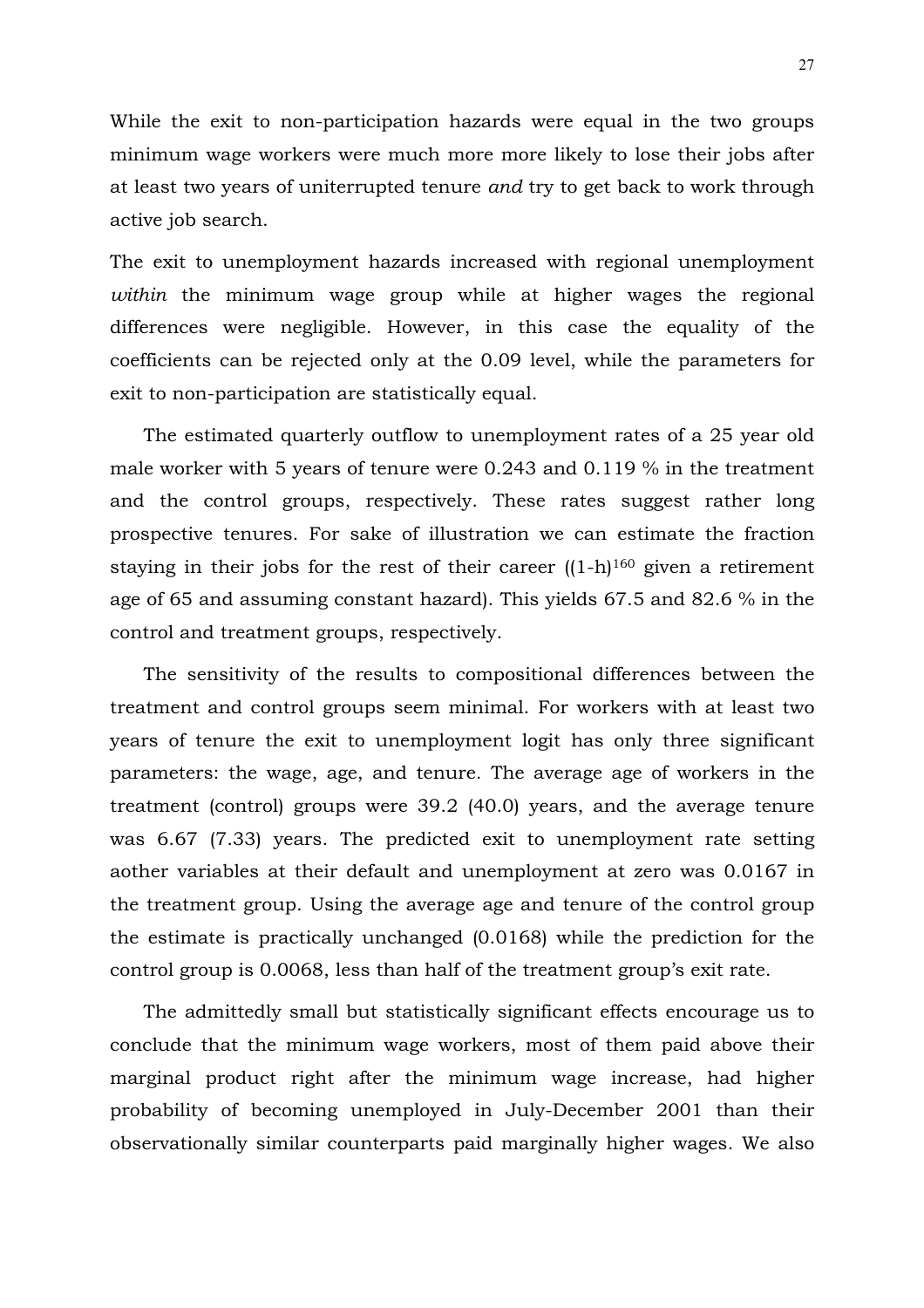While the exit to non-participation hazards were equal in the two groups minimum wage workers were much more more likely to lose their jobs after at least two years of uniterrupted tenure *and* try to get back to work through active job search.

The exit to unemployment hazards increased with regional unemployment *within* the minimum wage group while at higher wages the regional differences were negligible. However, in this case the equality of the coefficients can be rejected only at the 0.09 level, while the parameters for exit to non-participation are statistically equal.

The estimated quarterly outflow to unemployment rates of a 25 year old male worker with 5 years of tenure were 0.243 and 0.119 % in the treatment and the control groups, respectively. These rates suggest rather long prospective tenures. For sake of illustration we can estimate the fraction staying in their jobs for the rest of their career ($(1-h)^{160}$ given a retirement age of 65 and assuming constant hazard). This yields 67.5 and 82.6 % in the control and treatment groups, respectively.

The sensitivity of the results to compositional differences between the treatment and control groups seem minimal. For workers with at least two years of tenure the exit to unemployment logit has only three significant parameters: the wage, age, and tenure. The average age of workers in the treatment (control) groups were 39.2 (40.0) years, and the average tenure was 6.67 (7.33) years. The predicted exit to unemployment rate setting aother variables at their default and unemployment at zero was 0.0167 in the treatment group. Using the average age and tenure of the control group the estimate is practically unchanged (0.0168) while the prediction for the control group is 0.0068, less than half of the treatment group's exit rate.

The admittedly small but statistically significant effects encourage us to conclude that the minimum wage workers, most of them paid above their marginal product right after the minimum wage increase, had higher probability of becoming unemployed in July-December 2001 than their observationally similar counterparts paid marginally higher wages. We also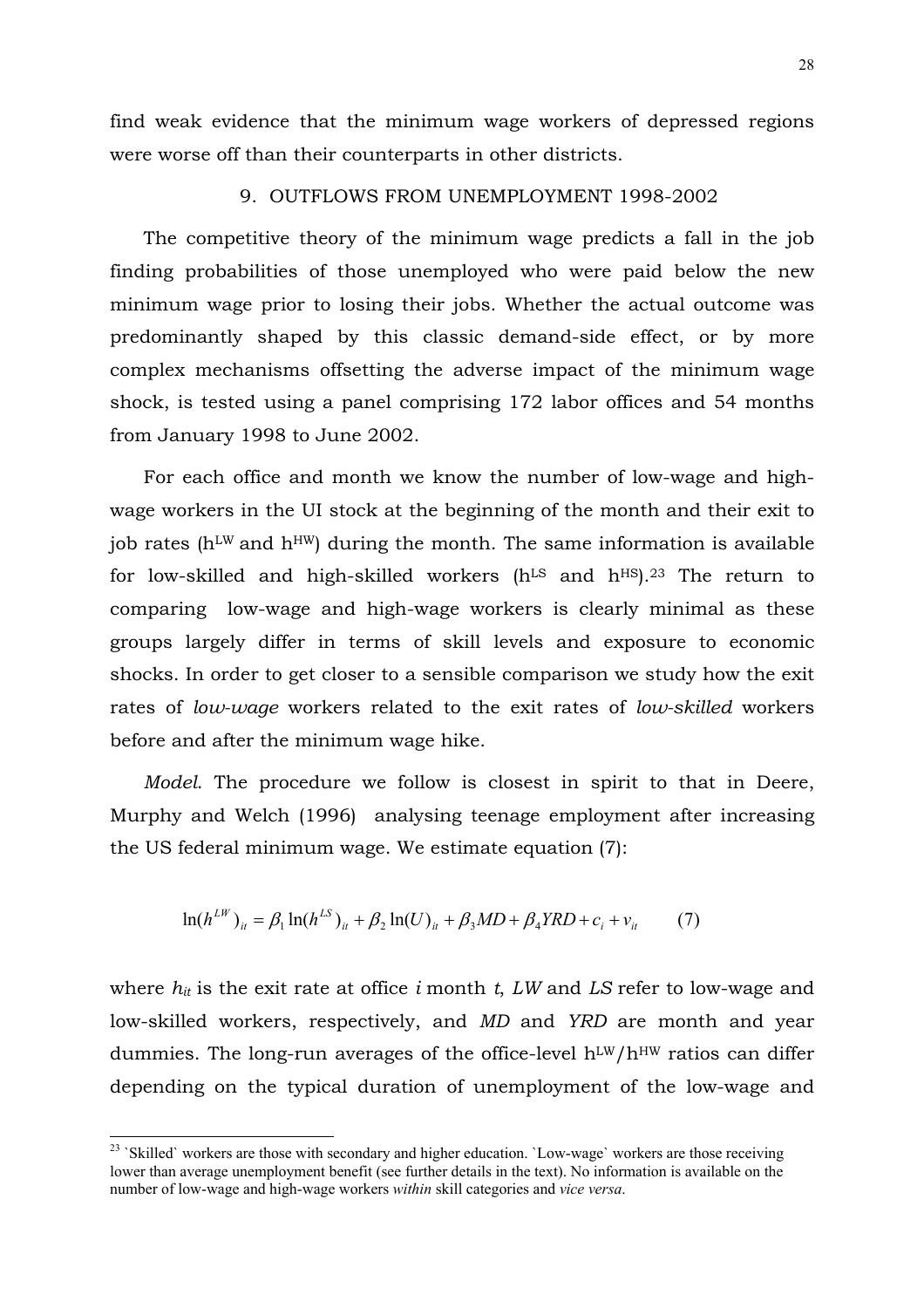find weak evidence that the minimum wage workers of depressed regions were worse off than their counterparts in other districts.

## 9. OUTFLOWS FROM UNEMPLOYMENT 1998-2002

The competitive theory of the minimum wage predicts a fall in the job finding probabilities of those unemployed who were paid below the new minimum wage prior to losing their jobs. Whether the actual outcome was predominantly shaped by this classic demand-side effect, or by more complex mechanisms offsetting the adverse impact of the minimum wage shock, is tested using a panel comprising 172 labor offices and 54 months from January 1998 to June 2002.

For each office and month we know the number of low-wage and high-wage workers in the UI stock at the beginning of the month and their exit to job rates ($h^{LW}$ and $h^{HW}$) during the month. The same information is available for low-skilled and high-skilled workers ($h^{LS}$ and $h^{HS}$).[23] The return to comparing low-wage and high-wage workers is clearly minimal as these groups largely differ in terms of skill levels and exposure to economic shocks. In order to get closer to a sensible comparison we study how the exit rates of *low-wage* workers related to the exit rates of *low-skilled* workers before and after the minimum wage hike.

*Model*. The procedure we follow is closest in spirit to that in Deere, Murphy and Welch (1996) analysing teenage employment after increasing the US federal minimum wage. We estimate equation (7):

$$\ln(h^{LW})_{it} = \beta_1 \ln(h^{LS})_{it} + \beta_2 \ln(U)_{it} + \beta_3 MD + \beta_4 YRD + c_i + v_{it} \qquad (7)$$

where $h_{it}$ is the exit rate at office $i$ month $t$, *LW* and *LS* refer to low-wage and low-skilled workers, respectively, and *MD* and *YRD* are month and year dummies. The long-run averages of the office-level $h^{LW}/h^{HW}$ ratios can differ depending on the typical duration of unemployment of the low-wage and

---

[23] `Skilled` workers are those with secondary and higher education. `Low-wage` workers are those receiving lower than average unemployment benefit (see further details in the text). No information is available on the number of low-wage and high-wage workers *within* skill categories and *vice versa*.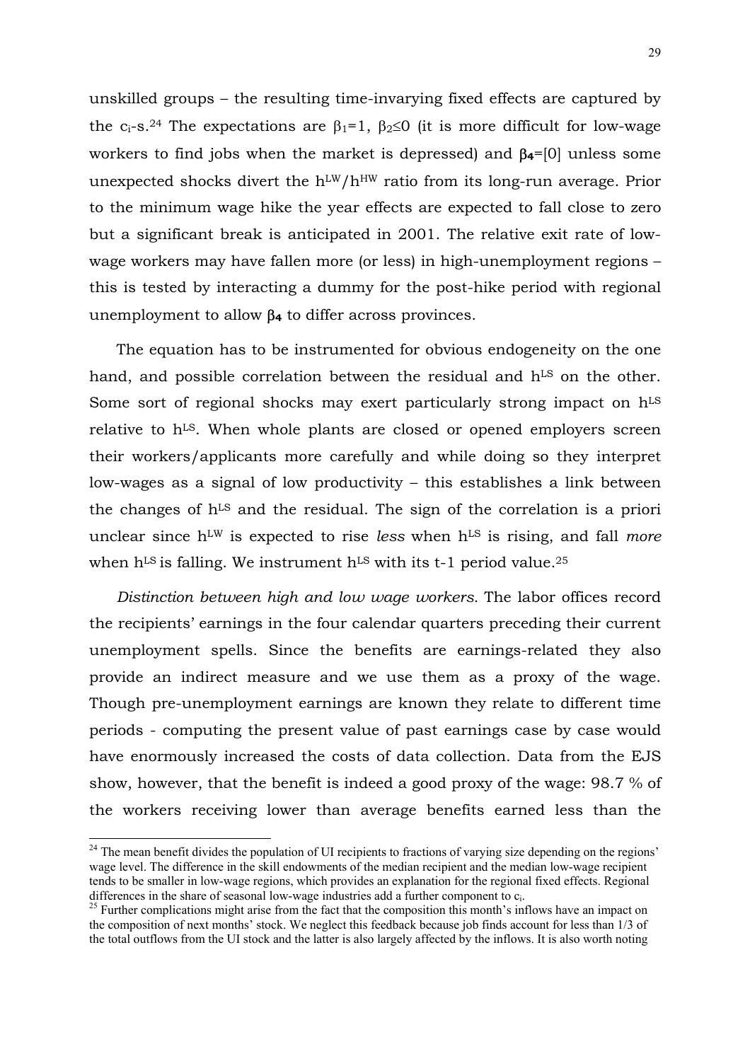unskilled groups – the resulting time-invarying fixed effects are captured by the $c_i$-s.[24] The expectations are $\beta_1=1$, $\beta_2\leq 0$ (it is more difficult for low-wage workers to find jobs when the market is depressed) and $\boldsymbol{\beta_4}$=[0] unless some unexpected shocks divert the $h^{LW}/h^{HW}$ ratio from its long-run average. Prior to the minimum wage hike the year effects are expected to fall close to zero but a significant break is anticipated in 2001. The relative exit rate of low-wage workers may have fallen more (or less) in high-unemployment regions – this is tested by interacting a dummy for the post-hike period with regional unemployment to allow $\boldsymbol{\beta_4}$ to differ across provinces.

The equation has to be instrumented for obvious endogeneity on the one hand, and possible correlation between the residual and $h^{LS}$ on the other. Some sort of regional shocks may exert particularly strong impact on $h^{LS}$ relative to $h^{LS}$. When whole plants are closed or opened employers screen their workers/applicants more carefully and while doing so they interpret low-wages as a signal of low productivity – this establishes a link between the changes of $h^{LS}$ and the residual. The sign of the correlation is a priori unclear since $h^{LW}$ is expected to rise *less* when $h^{LS}$ is rising, and fall *more* when $h^{LS}$ is falling. We instrument $h^{LS}$ with its t-1 period value.[25]

*Distinction between high and low wage workers.* The labor offices record the recipients' earnings in the four calendar quarters preceding their current unemployment spells. Since the benefits are earnings-related they also provide an indirect measure and we use them as a proxy of the wage. Though pre-unemployment earnings are known they relate to different time periods - computing the present value of past earnings case by case would have enormously increased the costs of data collection. Data from the EJS show, however, that the benefit is indeed a good proxy of the wage: 98.7 % of the workers receiving lower than average benefits earned less than the

---

[24] The mean benefit divides the population of UI recipients to fractions of varying size depending on the regions' wage level. The difference in the skill endowments of the median recipient and the median low-wage recipient tends to be smaller in low-wage regions, which provides an explanation for the regional fixed effects. Regional differences in the share of seasonal low-wage industries add a further component to $c_i$.

[25] Further complications might arise from the fact that the composition this month's inflows have an impact on the composition of next months' stock. We neglect this feedback because job finds account for less than 1/3 of the total outflows from the UI stock and the latter is also largely affected by the inflows. It is also worth noting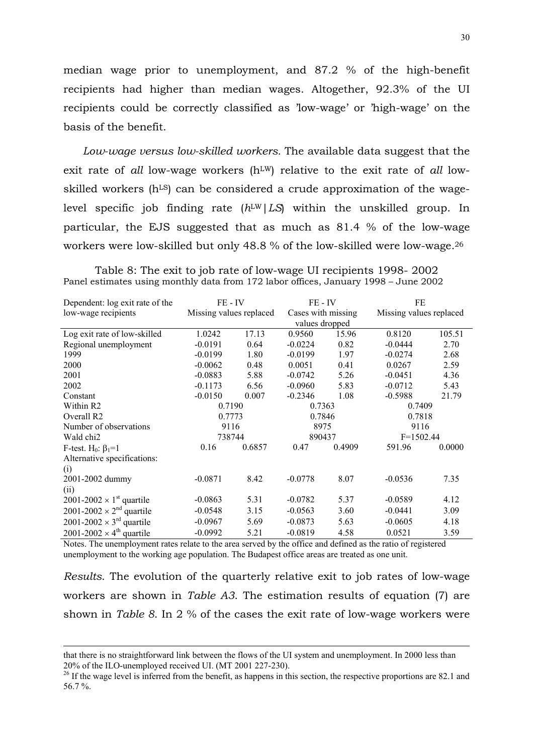median wage prior to unemployment, and 87.2 % of the high-benefit recipients had higher than median wages. Altogether, 92.3% of the UI recipients could be correctly classified as 'low-wage' or 'high-wage' on the basis of the benefit.

*Low-wage versus low-skilled workers.* The available data suggest that the exit rate of *all* low-wage workers ($h^{LW}$) relative to the exit rate of *all* low-skilled workers ($h^{LS}$) can be considered a crude approximation of the wage-level specific job finding rate ($h^{LW}|LS$) within the unskilled group. In particular, the EJS suggested that as much as 81.4 % of the low-wage workers were low-skilled but only 48.8 % of the low-skilled were low-wage.[26]

Table 8: The exit to job rate of low-wage UI recipients 1998- 2002
Panel estimates using monthly data from 172 labor offices, January 1998 – June 2002

| Dependent: log exit rate of the low-wage recipients | FE - IV Missing values replaced | | FE - IV Cases with missing values dropped | | FE Missing values replaced | |
|---|---|---|---|---|---|---|
| Log exit rate of low-skilled | 1.0242 | 17.13 | 0.9560 | 15.96 | 0.8120 | 105.51 |
| Regional unemployment | -0.0191 | 0.64 | -0.0224 | 0.82 | -0.0444 | 2.70 |
| 1999 | -0.0199 | 1.80 | -0.0199 | 1.97 | -0.0274 | 2.68 |
| 2000 | -0.0062 | 0.48 | 0.0051 | 0.41 | 0.0267 | 2.59 |
| 2001 | -0.0883 | 5.88 | -0.0742 | 5.26 | -0.0451 | 4.36 |
| 2002 | -0.1173 | 6.56 | -0.0960 | 5.83 | -0.0712 | 5.43 |
| Constant | -0.0150 | 0.007 | -0.2346 | 1.08 | -0.5988 | 21.79 |
| Within R2 | 0.7190 | | 0.7363 | | 0.7409 | |
| Overall R2 | 0.7773 | | 0.7846 | | 0.7818 | |
| Number of observations | 9116 | | 8975 | | 9116 | |
| Wald chi2 | 738744 | | 890437 | | F=1502.44 | |
| F-test. $H_0$: $\beta_1$=1 | 0.16 | 0.6857 | 0.47 | 0.4909 | 591.96 | 0.0000 |
| Alternative specifications: | | | | | | |
| (i) | | | | | | |
| 2001-2002 dummy | -0.0871 | 8.42 | -0.0778 | 8.07 | -0.0536 | 7.35 |
| (ii) | | | | | | |
| 2001-2002 × 1st quartile | -0.0863 | 5.31 | -0.0782 | 5.37 | -0.0589 | 4.12 |
| 2001-2002 × 2nd quartile | -0.0548 | 3.15 | -0.0563 | 3.60 | -0.0441 | 3.09 |
| 2001-2002 × 3rd quartile | -0.0967 | 5.69 | -0.0873 | 5.63 | -0.0605 | 4.18 |
| 2001-2002 × 4th quartile | -0.0992 | 5.21 | -0.0819 | 4.58 | 0.0521 | 3.59 |

Notes. The unemployment rates relate to the area served by the office and defined as the ratio of registered unemployment to the working age population. The Budapest office areas are treated as one unit.

*Results.* The evolution of the quarterly relative exit to job rates of low-wage workers are shown in *Table A3*. The estimation results of equation (7) are shown in *Table 8*. In 2 % of the cases the exit rate of low-wage workers were

---

that there is no straightforward link between the flows of the UI system and unemployment. In 2000 less than 20% of the ILO-unemployed received UI. (MT 2001 227-230).

[26] If the wage level is inferred from the benefit, as happens in this section, the respective proportions are 82.1 and 56.7 %.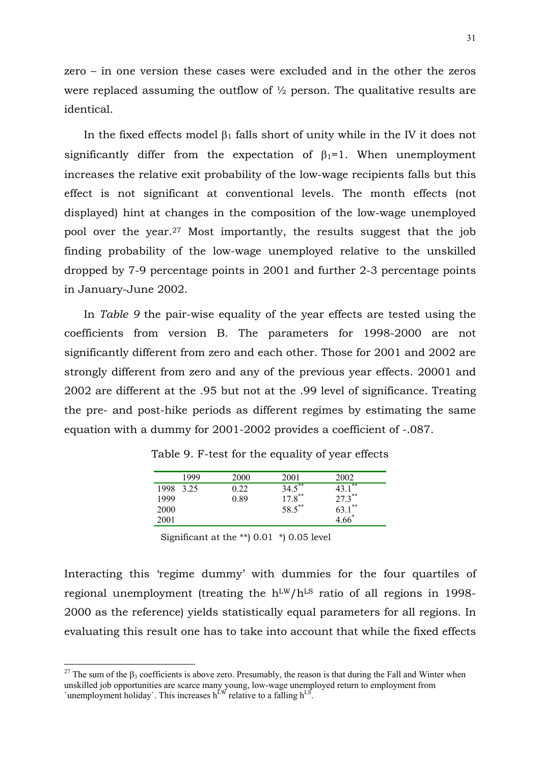zero – in one version these cases were excluded and in the other the zeros were replaced assuming the outflow of ½ person. The qualitative results are identical.

In the fixed effects model $\beta_1$ falls short of unity while in the IV it does not significantly differ from the expectation of $\beta_1=1$. When unemployment increases the relative exit probability of the low-wage recipients falls but this effect is not significant at conventional levels. The month effects (not displayed) hint at changes in the composition of the low-wage unemployed pool over the year.[27] Most importantly, the results suggest that the job finding probability of the low-wage unemployed relative to the unskilled dropped by 7-9 percentage points in 2001 and further 2-3 percentage points in January-June 2002.

In *Table 9* the pair-wise equality of the year effects are tested using the coefficients from version B. The parameters for 1998-2000 are not significantly different from zero and each other. Those for 2001 and 2002 are strongly different from zero and any of the previous year effects. 20001 and 2002 are different at the .95 but not at the .99 level of significance. Treating the pre- and post-hike periods as different regimes by estimating the same equation with a dummy for 2001-2002 provides a coefficient of -.087.

Table 9. F-test for the equality of year effects

| | 1999 | 2000 | 2001 | 2002 |
|---|---|---|---|---|
| 1998 | 3.25 | 0.22 | 34.5** | 43.1** |
| 1999 | | 0.89 | 17.8** | 27.3** |
| 2000 | | | 58.5** | 63.1** |
| 2001 | | | | 4.66* |

Significant at the **) 0.01 *) 0.05 level

Interacting this 'regime dummy' with dummies for the four quartiles of regional unemployment (treating the $h^{LW}/h^{LS}$ ratio of all regions in 1998-2000 as the reference) yields statistically equal parameters for all regions. In evaluating this result one has to take into account that while the fixed effects

[27] The sum of the $\beta_3$ coefficients is above zero. Presumably, the reason is that during the Fall and Winter when unskilled job opportunities are scarce many young, low-wage unemployed return to employment from `unemployment holiday`. This increases $h^{LW}$ relative to a falling $h^{LS}$.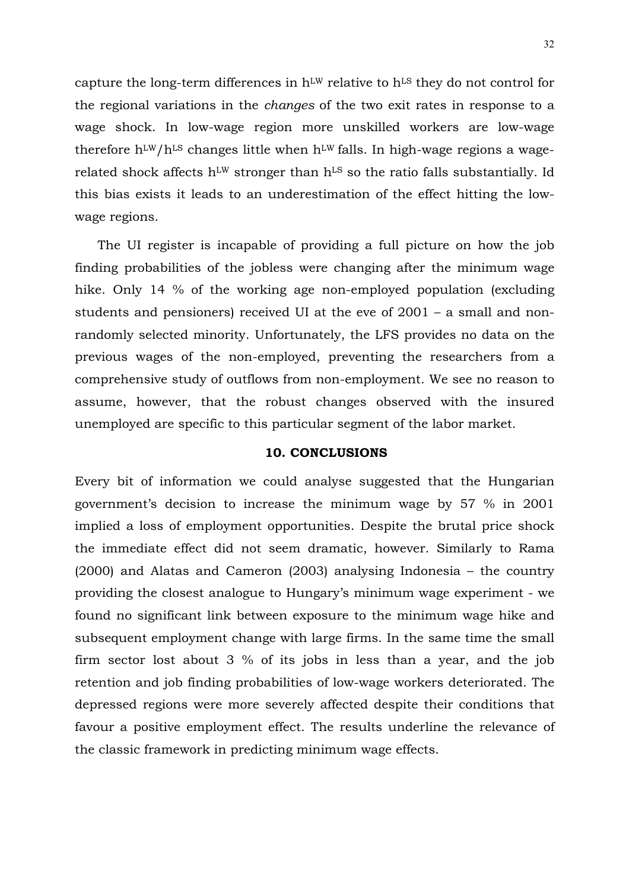capture the long-term differences in $h^{LW}$ relative to $h^{LS}$ they do not control for the regional variations in the *changes* of the two exit rates in response to a wage shock. In low-wage region more unskilled workers are low-wage therefore $h^{LW}/h^{LS}$ changes little when $h^{LW}$ falls. In high-wage regions a wage-related shock affects $h^{LW}$ stronger than $h^{LS}$ so the ratio falls substantially. Id this bias exists it leads to an underestimation of the effect hitting the low-wage regions.

The UI register is incapable of providing a full picture on how the job finding probabilities of the jobless were changing after the minimum wage hike. Only 14 % of the working age non-employed population (excluding students and pensioners) received UI at the eve of 2001 – a small and non-randomly selected minority. Unfortunately, the LFS provides no data on the previous wages of the non-employed, preventing the researchers from a comprehensive study of outflows from non-employment. We see no reason to assume, however, that the robust changes observed with the insured unemployed are specific to this particular segment of the labor market.

## 10. CONCLUSIONS

Every bit of information we could analyse suggested that the Hungarian government's decision to increase the minimum wage by 57 % in 2001 implied a loss of employment opportunities. Despite the brutal price shock the immediate effect did not seem dramatic, however. Similarly to Rama (2000) and Alatas and Cameron (2003) analysing Indonesia – the country providing the closest analogue to Hungary's minimum wage experiment - we found no significant link between exposure to the minimum wage hike and subsequent employment change with large firms. In the same time the small firm sector lost about 3 % of its jobs in less than a year, and the job retention and job finding probabilities of low-wage workers deteriorated. The depressed regions were more severely affected despite their conditions that favour a positive employment effect. The results underline the relevance of the classic framework in predicting minimum wage effects.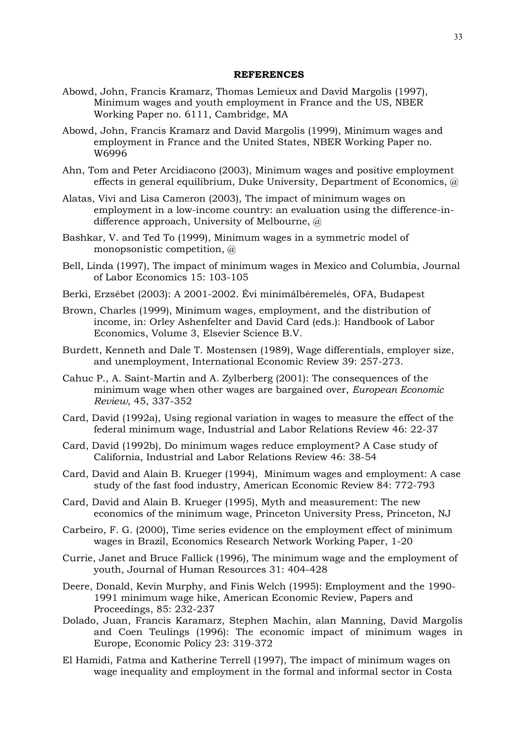**REFERENCES**

Abowd, John, Francis Kramarz, Thomas Lemieux and David Margolis (1997), Minimum wages and youth employment in France and the US, NBER Working Paper no. 6111, Cambridge, MA

Abowd, John, Francis Kramarz and David Margolis (1999), Minimum wages and employment in France and the United States, NBER Working Paper no. W6996

Ahn, Tom and Peter Arcidiacono (2003), Minimum wages and positive employment effects in general equilibrium, Duke University, Department of Economics, @

Alatas, Vivi and Lisa Cameron (2003), The impact of minimum wages on employment in a low-income country: an evaluation using the difference-in-difference approach, University of Melbourne, @

Bashkar, V. and Ted To (1999), Minimum wages in a symmetric model of monopsonistic competition, @

Bell, Linda (1997), The impact of minimum wages in Mexico and Columbia, Journal of Labor Economics 15: 103-105

Berki, Erzsébet (2003): A 2001-2002. Évi minimálbéremelés, OFA, Budapest

Brown, Charles (1999), Minimum wages, employment, and the distribution of income, in: Orley Ashenfelter and David Card (eds.): Handbook of Labor Economics, Volume 3, Elsevier Science B.V.

Burdett, Kenneth and Dale T. Mostensen (1989), Wage differentials, employer size, and unemployment, International Economic Review 39: 257-273.

Cahuc P., A. Saint-Martin and A. Zylberberg (2001): The consequences of the minimum wage when other wages are bargained over, *European Economic Review*, 45, 337-352

Card, David (1992a), Using regional variation in wages to measure the effect of the federal minimum wage, Industrial and Labor Relations Review 46: 22-37

Card, David (1992b), Do minimum wages reduce employment? A Case study of California, Industrial and Labor Relations Review 46: 38-54

Card, David and Alain B. Krueger (1994), Minimum wages and employment: A case study of the fast food industry, American Economic Review 84: 772-793

Card, David and Alain B. Krueger (1995), Myth and measurement: The new economics of the minimum wage, Princeton University Press, Princeton, NJ

Carbeiro, F. G. (2000), Time series evidence on the employment effect of minimum wages in Brazil, Economics Research Network Working Paper, 1-20

Currie, Janet and Bruce Fallick (1996), The minimum wage and the employment of youth, Journal of Human Resources 31: 404-428

Deere, Donald, Kevin Murphy, and Finis Welch (1995): Employment and the 1990-1991 minimum wage hike, American Economic Review, Papers and Proceedings, 85: 232-237

Dolado, Juan, Francis Karamarz, Stephen Machin, alan Manning, David Margolis and Coen Teulings (1996): The economic impact of minimum wages in Europe, Economic Policy 23: 319-372

El Hamidi, Fatma and Katherine Terrell (1997), The impact of minimum wages on wage inequality and employment in the formal and informal sector in Costa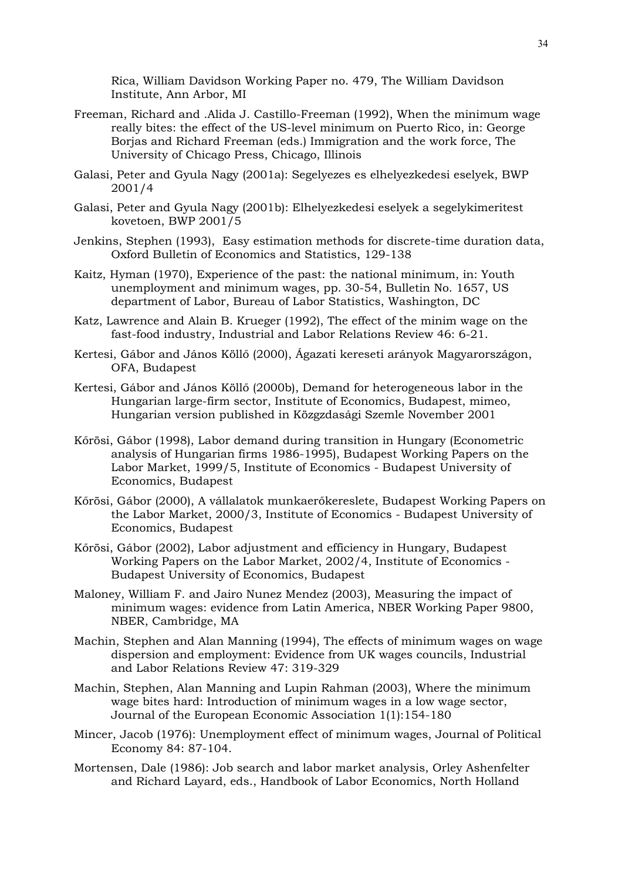Rica, William Davidson Working Paper no. 479, The William Davidson Institute, Ann Arbor, MI

Freeman, Richard and .Alida J. Castillo-Freeman (1992), When the minimum wage really bites: the effect of the US-level minimum on Puerto Rico, in: George Borjas and Richard Freeman (eds.) Immigration and the work force, The University of Chicago Press, Chicago, Illinois

Galasi, Peter and Gyula Nagy (2001a): Segelyezes es elhelyezkedesi eselyek, BWP 2001/4

Galasi, Peter and Gyula Nagy (2001b): Elhelyezkedesi eselyek a segelykimeritest kovetoen, BWP 2001/5

Jenkins, Stephen (1993), Easy estimation methods for discrete-time duration data, Oxford Bulletin of Economics and Statistics, 129-138

Kaitz, Hyman (1970), Experience of the past: the national minimum, in: Youth unemployment and minimum wages, pp. 30-54, Bulletin No. 1657, US department of Labor, Bureau of Labor Statistics, Washington, DC

Katz, Lawrence and Alain B. Krueger (1992), The effect of the minim wage on the fast-food industry, Industrial and Labor Relations Review 46: 6-21.

Kertesi, Gábor and János Köllő (2000), Ágazati kereseti arányok Magyarországon, OFA, Budapest

Kertesi, Gábor and János Köllő (2000b), Demand for heterogeneous labor in the Hungarian large-firm sector, Institute of Economics, Budapest, mimeo, Hungarian version published in Közgzdasági Szemle November 2001

Kőrösi, Gábor (1998), Labor demand during transition in Hungary (Econometric analysis of Hungarian firms 1986-1995), Budapest Working Papers on the Labor Market, 1999/5, Institute of Economics - Budapest University of Economics, Budapest

Kőrösi, Gábor (2000), A vállalatok munkaerőkereslete, Budapest Working Papers on the Labor Market, 2000/3, Institute of Economics - Budapest University of Economics, Budapest

Kőrösi, Gábor (2002), Labor adjustment and efficiency in Hungary, Budapest Working Papers on the Labor Market, 2002/4, Institute of Economics - Budapest University of Economics, Budapest

Maloney, William F. and Jairo Nunez Mendez (2003), Measuring the impact of minimum wages: evidence from Latin America, NBER Working Paper 9800, NBER, Cambridge, MA

Machin, Stephen and Alan Manning (1994), The effects of minimum wages on wage dispersion and employment: Evidence from UK wages councils, Industrial and Labor Relations Review 47: 319-329

Machin, Stephen, Alan Manning and Lupin Rahman (2003), Where the minimum wage bites hard: Introduction of minimum wages in a low wage sector, Journal of the European Economic Association 1(1):154-180

Mincer, Jacob (1976): Unemployment effect of minimum wages, Journal of Political Economy 84: 87-104.

Mortensen, Dale (1986): Job search and labor market analysis, Orley Ashenfelter and Richard Layard, eds., Handbook of Labor Economics, North Holland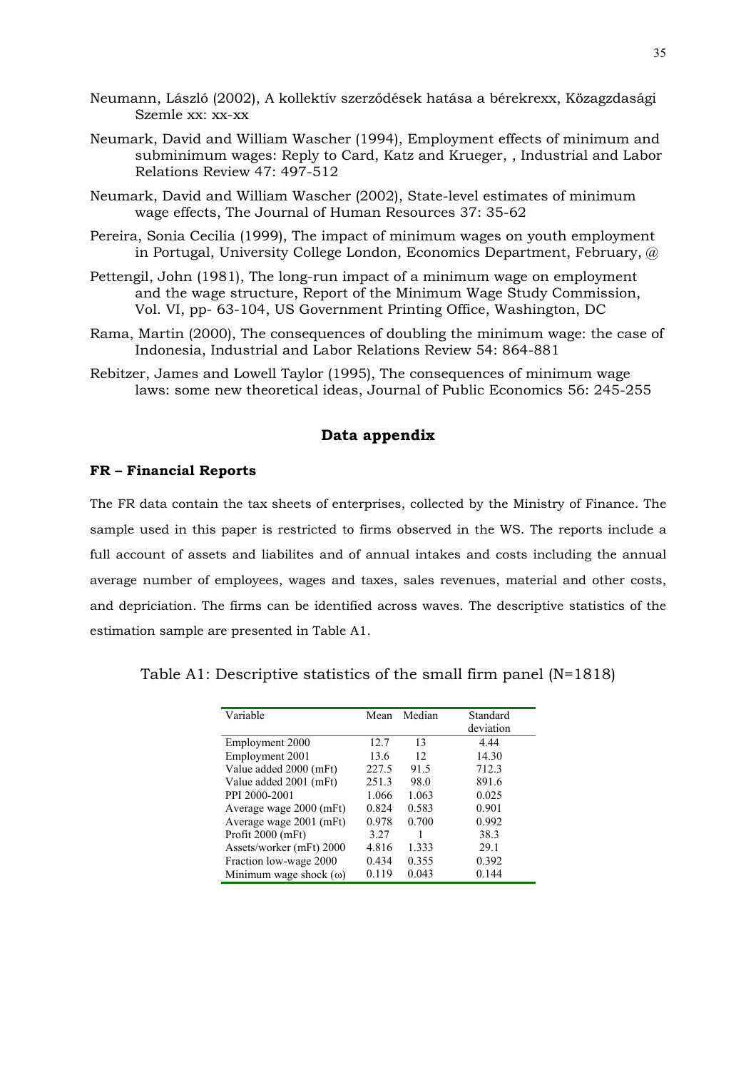Neumann, László (2002), A kollektív szerződések hatása a bérekrexx, Közagzdasági Szemle xx: xx-xx

Neumark, David and William Wascher (1994), Employment effects of minimum and subminimum wages: Reply to Card, Katz and Krueger, , Industrial and Labor Relations Review 47: 497-512

Neumark, David and William Wascher (2002), State-level estimates of minimum wage effects, The Journal of Human Resources 37: 35-62

Pereira, Sonia Cecilia (1999), The impact of minimum wages on youth employment in Portugal, University College London, Economics Department, February, @

Pettengil, John (1981), The long-run impact of a minimum wage on employment and the wage structure, Report of the Minimum Wage Study Commission, Vol. VI, pp- 63-104, US Government Printing Office, Washington, DC

Rama, Martin (2000), The consequences of doubling the minimum wage: the case of Indonesia, Industrial and Labor Relations Review 54: 864-881

Rebitzer, James and Lowell Taylor (1995), The consequences of minimum wage laws: some new theoretical ideas, Journal of Public Economics 56: 245-255

## Data appendix

### FR – Financial Reports

The FR data contain the tax sheets of enterprises, collected by the Ministry of Finance. The sample used in this paper is restricted to firms observed in the WS. The reports include a full account of assets and liabilites and of annual intakes and costs including the annual average number of employees, wages and taxes, sales revenues, material and other costs, and depriciation. The firms can be identified across waves. The descriptive statistics of the estimation sample are presented in Table A1.

Table A1: Descriptive statistics of the small firm panel (N=1818)

| Variable | Mean | Median | Standard deviation |
|---|---|---|---|
| Employment 2000 | 12.7 | 13 | 4.44 |
| Employment 2001 | 13.6 | 12 | 14.30 |
| Value added 2000 (mFt) | 227.5 | 91.5 | 712.3 |
| Value added 2001 (mFt) | 251.3 | 98.0 | 891.6 |
| PPI 2000-2001 | 1.066 | 1.063 | 0.025 |
| Average wage 2000 (mFt) | 0.824 | 0.583 | 0.901 |
| Average wage 2001 (mFt) | 0.978 | 0.700 | 0.992 |
| Profit 2000 (mFt) | 3.27 | 1 | 38.3 |
| Assets/worker (mFt) 2000 | 4.816 | 1.333 | 29.1 |
| Fraction low-wage 2000 | 0.434 | 0.355 | 0.392 |
| Minimum wage shock ($\omega$) | 0.119 | 0.043 | 0.144 |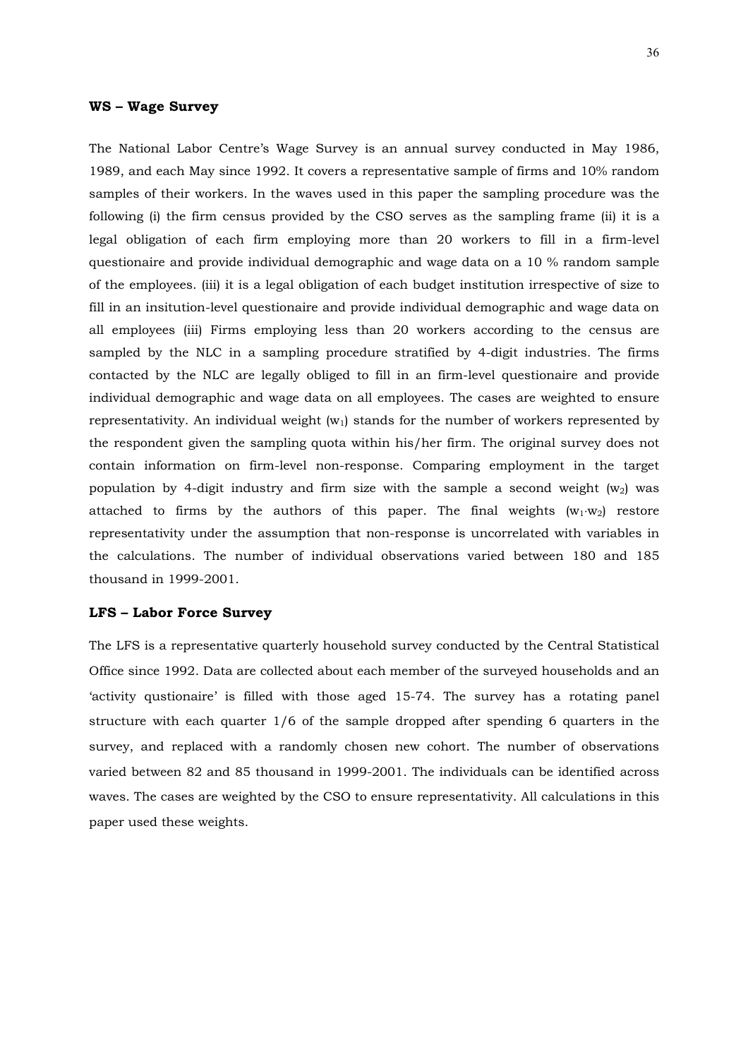**WS – Wage Survey**

The National Labor Centre's Wage Survey is an annual survey conducted in May 1986, 1989, and each May since 1992. It covers a representative sample of firms and 10% random samples of their workers. In the waves used in this paper the sampling procedure was the following (i) the firm census provided by the CSO serves as the sampling frame (ii) it is a legal obligation of each firm employing more than 20 workers to fill in a firm-level questionaire and provide individual demographic and wage data on a 10 % random sample of the employees. (iii) it is a legal obligation of each budget institution irrespective of size to fill in an insitution-level questionaire and provide individual demographic and wage data on all employees (iii) Firms employing less than 20 workers according to the census are sampled by the NLC in a sampling procedure stratified by 4-digit industries. The firms contacted by the NLC are legally obliged to fill in an firm-level questionaire and provide individual demographic and wage data on all employees. The cases are weighted to ensure representativity. An individual weight ($w_1$) stands for the number of workers represented by the respondent given the sampling quota within his/her firm. The original survey does not contain information on firm-level non-response. Comparing employment in the target population by 4-digit industry and firm size with the sample a second weight ($w_2$) was attached to firms by the authors of this paper. The final weights ($w_1 \cdot w_2$) restore representativity under the assumption that non-response is uncorrelated with variables in the calculations. The number of individual observations varied between 180 and 185 thousand in 1999-2001.

**LFS – Labor Force Survey**

The LFS is a representative quarterly household survey conducted by the Central Statistical Office since 1992. Data are collected about each member of the surveyed households and an 'activity qustionaire' is filled with those aged 15-74. The survey has a rotating panel structure with each quarter 1/6 of the sample dropped after spending 6 quarters in the survey, and replaced with a randomly chosen new cohort. The number of observations varied between 82 and 85 thousand in 1999-2001. The individuals can be identified across waves. The cases are weighted by the CSO to ensure representativity. All calculations in this paper used these weights.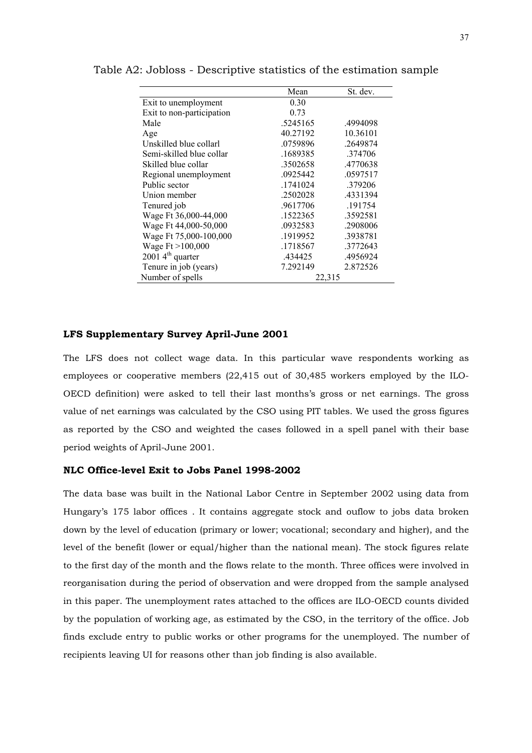Table A2: Jobloss - Descriptive statistics of the estimation sample

| | Mean | St. dev. |
|---|---|---|
| Exit to unemployment | 0.30 | |
| Exit to non-participation | 0.73 | |
| Male | .5245165 | .4994098 |
| Age | 40.27192 | 10.36101 |
| Unskilled blue collarl | .0759896 | .2649874 |
| Semi-skilled blue collar | .1689385 | .374706 |
| Skilled blue collar | .3502658 | .4770638 |
| Regional unemployment | .0925442 | .0597517 |
| Public sector | .1741024 | .379206 |
| Union member | .2502028 | .4331394 |
| Tenured job | .9617706 | .191754 |
| Wage Ft 36,000-44,000 | .1522365 | .3592581 |
| Wage Ft 44,000-50,000 | .0932583 | .2908006 |
| Wage Ft 75,000-100,000 | .1919952 | .3938781 |
| Wage Ft >100,000 | .1718567 | .3772643 |
| 2001 4th quarter | .434425 | .4956924 |
| Tenure in job (years) | 7.292149 | 2.872526 |
| Number of spells | 22,315 | |

**LFS Supplementary Survey April-June 2001**

The LFS does not collect wage data. In this particular wave respondents working as employees or cooperative members (22,415 out of 30,485 workers employed by the ILO-OECD definition) were asked to tell their last months's gross or net earnings. The gross value of net earnings was calculated by the CSO using PIT tables. We used the gross figures as reported by the CSO and weighted the cases followed in a spell panel with their base period weights of April-June 2001.

**NLC Office-level Exit to Jobs Panel 1998-2002**

The data base was built in the National Labor Centre in September 2002 using data from Hungary's 175 labor offices . It contains aggregate stock and ouflow to jobs data broken down by the level of education (primary or lower; vocational; secondary and higher), and the level of the benefit (lower or equal/higher than the national mean). The stock figures relate to the first day of the month and the flows relate to the month. Three offices were involved in reorganisation during the period of observation and were dropped from the sample analysed in this paper. The unemployment rates attached to the offices are ILO-OECD counts divided by the population of working age, as estimated by the CSO, in the territory of the office. Job finds exclude entry to public works or other programs for the unemployed. The number of recipients leaving UI for reasons other than job finding is also available.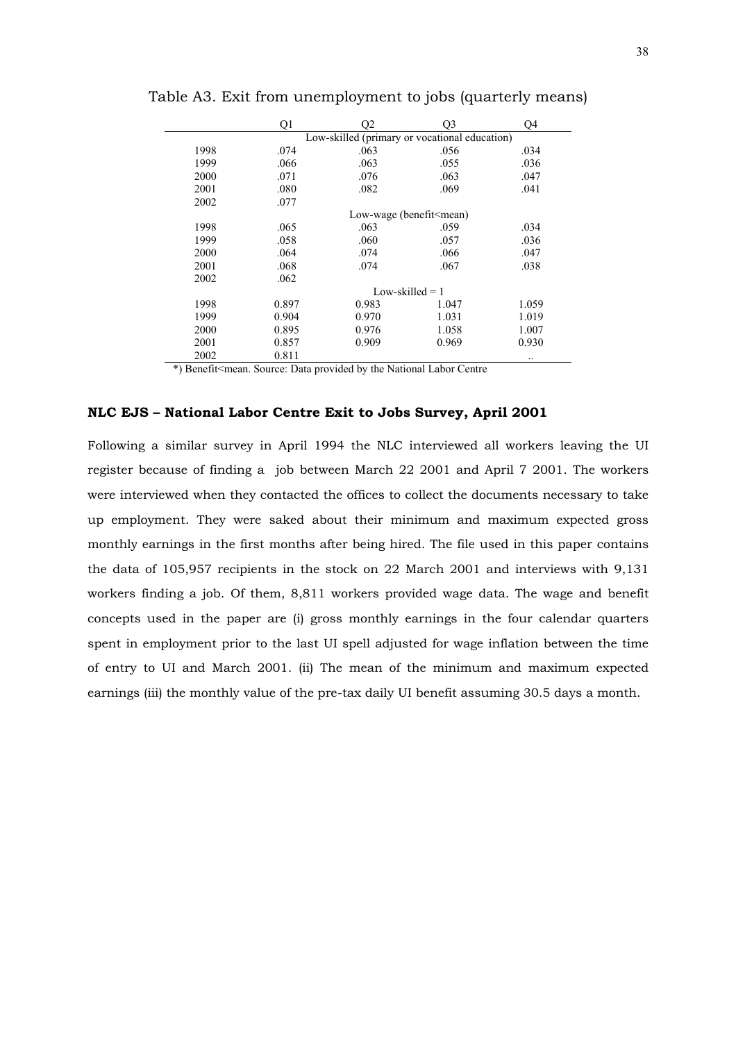Table A3. Exit from unemployment to jobs (quarterly means)

| | Q1 | Q2 | Q3 | Q4 |
|---|---|---|---|---|
| | Low-skilled (primary or vocational education) | | | |
| 1998 | .074 | .063 | .056 | .034 |
| 1999 | .066 | .063 | .055 | .036 |
| 2000 | .071 | .076 | .063 | .047 |
| 2001 | .080 | .082 | .069 | .041 |
| 2002 | .077 | | | |
| | Low-wage (benefit<mean) | | | |
| 1998 | .065 | .063 | .059 | .034 |
| 1999 | .058 | .060 | .057 | .036 |
| 2000 | .064 | .074 | .066 | .047 |
| 2001 | .068 | .074 | .067 | .038 |
| 2002 | .062 | | | |
| | Low-skilled = 1 | | | |
| 1998 | 0.897 | 0.983 | 1.047 | 1.059 |
| 1999 | 0.904 | 0.970 | 1.031 | 1.019 |
| 2000 | 0.895 | 0.976 | 1.058 | 1.007 |
| 2001 | 0.857 | 0.909 | 0.969 | 0.930 |
| 2002 | 0.811 | | | .. |

*) Benefit<mean. Source: Data provided by the National Labor Centre

**NLC EJS – National Labor Centre Exit to Jobs Survey, April 2001**

Following a similar survey in April 1994 the NLC interviewed all workers leaving the UI register because of finding a job between March 22 2001 and April 7 2001. The workers were interviewed when they contacted the offices to collect the documents necessary to take up employment. They were saked about their minimum and maximum expected gross monthly earnings in the first months after being hired. The file used in this paper contains the data of 105,957 recipients in the stock on 22 March 2001 and interviews with 9,131 workers finding a job. Of them, 8,811 workers provided wage data. The wage and benefit concepts used in the paper are (i) gross monthly earnings in the four calendar quarters spent in employment prior to the last UI spell adjusted for wage inflation between the time of entry to UI and March 2001. (ii) The mean of the minimum and maximum expected earnings (iii) the monthly value of the pre-tax daily UI benefit assuming 30.5 days a month.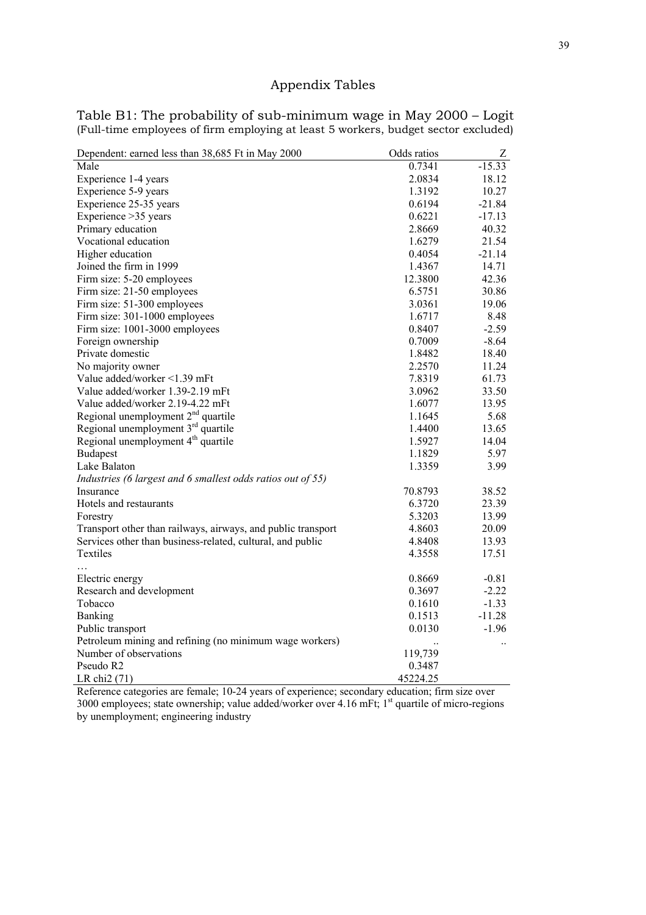# Appendix Tables

Table B1: The probability of sub-minimum wage in May 2000 – Logit
(Full-time employees of firm employing at least 5 workers, budget sector excluded)

| Dependent: earned less than 38,685 Ft in May 2000 | Odds ratios | Z |
|---|---|---|
| Male | 0.7341 | -15.33 |
| Experience 1-4 years | 2.0834 | 18.12 |
| Experience 5-9 years | 1.3192 | 10.27 |
| Experience 25-35 years | 0.6194 | -21.84 |
| Experience >35 years | 0.6221 | -17.13 |
| Primary education | 2.8669 | 40.32 |
| Vocational education | 1.6279 | 21.54 |
| Higher education | 0.4054 | -21.14 |
| Joined the firm in 1999 | 1.4367 | 14.71 |
| Firm size: 5-20 employees | 12.3800 | 42.36 |
| Firm size: 21-50 employees | 6.5751 | 30.86 |
| Firm size: 51-300 employees | 3.0361 | 19.06 |
| Firm size: 301-1000 employees | 1.6717 | 8.48 |
| Firm size: 1001-3000 employees | 0.8407 | -2.59 |
| Foreign ownership | 0.7009 | -8.64 |
| Private domestic | 1.8482 | 18.40 |
| No majority owner | 2.2570 | 11.24 |
| Value added/worker <1.39 mFt | 7.8319 | 61.73 |
| Value added/worker 1.39-2.19 mFt | 3.0962 | 33.50 |
| Value added/worker 2.19-4.22 mFt | 1.6077 | 13.95 |
| Regional unemployment 2nd quartile | 1.1645 | 5.68 |
| Regional unemployment 3rd quartile | 1.4400 | 13.65 |
| Regional unemployment 4th quartile | 1.5927 | 14.04 |
| Budapest | 1.1829 | 5.97 |
| Lake Balaton | 1.3359 | 3.99 |
| *Industries (6 largest and 6 smallest odds ratios out of 55)* | | |
| Insurance | 70.8793 | 38.52 |
| Hotels and restaurants | 6.3720 | 23.39 |
| Forestry | 5.3203 | 13.99 |
| Transport other than railways, airways, and public transport | 4.8603 | 20.09 |
| Services other than business-related, cultural, and public | 4.8408 | 13.93 |
| Textiles | 4.3558 | 17.51 |
| … | | |
| Electric energy | 0.8669 | -0.81 |
| Research and development | 0.3697 | -2.22 |
| Tobacco | 0.1610 | -1.33 |
| Banking | 0.1513 | -11.28 |
| Public transport | 0.0130 | -1.96 |
| Petroleum mining and refining (no minimum wage workers) | .. | .. |
| Number of observations | 119,739 | |
| Pseudo R2 | 0.3487 | |
| LR chi2 (71) | 45224.25 | |

Reference categories are female; 10-24 years of experience; secondary education; firm size over 3000 employees; state ownership; value added/worker over 4.16 mFt; 1st quartile of micro-regions by unemployment; engineering industry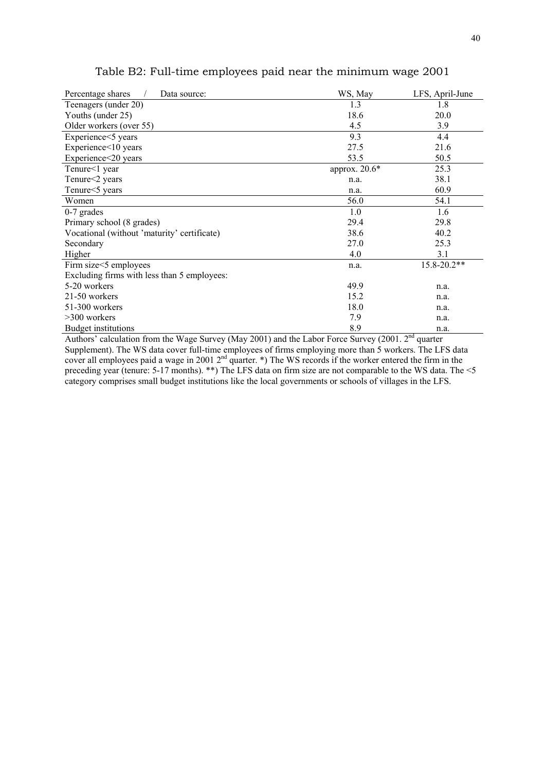Table B2: Full-time employees paid near the minimum wage 2001

| Percentage shares / Data source: | WS, May | LFS, April-June |
|---|---|---|
| Teenagers (under 20) | 1.3 | 1.8 |
| Youths (under 25) | 18.6 | 20.0 |
| Older workers (over 55) | 4.5 | 3.9 |
| Experience<5 years | 9.3 | 4.4 |
| Experience<10 years | 27.5 | 21.6 |
| Experience<20 years | 53.5 | 50.5 |
| Tenure<1 year | approx. 20.6* | 25.3 |
| Tenure<2 years | n.a. | 38.1 |
| Tenure<5 years | n.a. | 60.9 |
| Women | 56.0 | 54.1 |
| 0-7 grades | 1.0 | 1.6 |
| Primary school (8 grades) | 29.4 | 29.8 |
| Vocational (without 'maturity' certificate) | 38.6 | 40.2 |
| Secondary | 27.0 | 25.3 |
| Higher | 4.0 | 3.1 |
| Firm size<5 employees | n.a. | 15.8-20.2** |
| Excluding firms with less than 5 employees: | | |
| 5-20 workers | 49.9 | n.a. |
| 21-50 workers | 15.2 | n.a. |
| 51-300 workers | 18.0 | n.a. |
| >300 workers | 7.9 | n.a. |
| Budget institutions | 8.9 | n.a. |

Authors' calculation from the Wage Survey (May 2001) and the Labor Force Survey (2001. 2nd quarter Supplement). The WS data cover full-time employees of firms employing more than 5 workers. The LFS data cover all employees paid a wage in 2001 2nd quarter. *) The WS records if the worker entered the firm in the preceding year (tenure: 5-17 months). **) The LFS data on firm size are not comparable to the WS data. The <5 category comprises small budget institutions like the local governments or schools of villages in the LFS.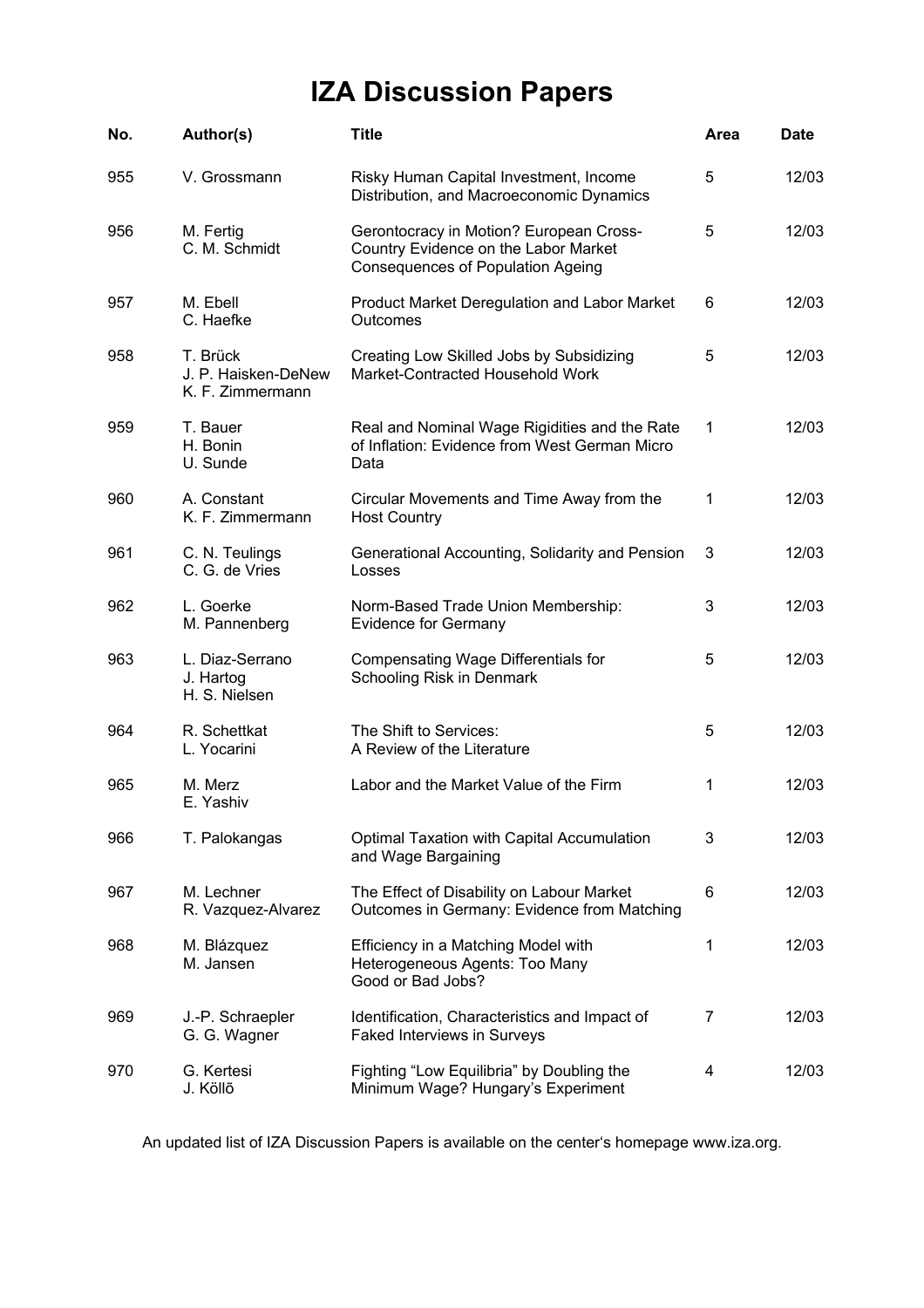# IZA Discussion Papers

| No. | Author(s) | Title | Area | Date |
|---|---|---|---|---|
| 955 | V. Grossmann | Risky Human Capital Investment, Income Distribution, and Macroeconomic Dynamics | 5 | 12/03 |
| 956 | M. Fertig<br>C. M. Schmidt | Gerontocracy in Motion? European Cross-Country Evidence on the Labor Market Consequences of Population Ageing | 5 | 12/03 |
| 957 | M. Ebell<br>C. Haefke | Product Market Deregulation and Labor Market Outcomes | 6 | 12/03 |
| 958 | T. Brück<br>J. P. Haisken-DeNew<br>K. F. Zimmermann | Creating Low Skilled Jobs by Subsidizing Market-Contracted Household Work | 5 | 12/03 |
| 959 | T. Bauer<br>H. Bonin<br>U. Sunde | Real and Nominal Wage Rigidities and the Rate of Inflation: Evidence from West German Micro Data | 1 | 12/03 |
| 960 | A. Constant<br>K. F. Zimmermann | Circular Movements and Time Away from the Host Country | 1 | 12/03 |
| 961 | C. N. Teulings<br>C. G. de Vries | Generational Accounting, Solidarity and Pension Losses | 3 | 12/03 |
| 962 | L. Goerke<br>M. Pannenberg | Norm-Based Trade Union Membership: Evidence for Germany | 3 | 12/03 |
| 963 | L. Diaz-Serrano<br>J. Hartog<br>H. S. Nielsen | Compensating Wage Differentials for Schooling Risk in Denmark | 5 | 12/03 |
| 964 | R. Schettkat<br>L. Yocarini | The Shift to Services: A Review of the Literature | 5 | 12/03 |
| 965 | M. Merz<br>E. Yashiv | Labor and the Market Value of the Firm | 1 | 12/03 |
| 966 | T. Palokangas | Optimal Taxation with Capital Accumulation and Wage Bargaining | 3 | 12/03 |
| 967 | M. Lechner<br>R. Vazquez-Alvarez | The Effect of Disability on Labour Market Outcomes in Germany: Evidence from Matching | 6 | 12/03 |
| 968 | M. Blázquez<br>M. Jansen | Efficiency in a Matching Model with Heterogeneous Agents: Too Many Good or Bad Jobs? | 1 | 12/03 |
| 969 | J.-P. Schraepler<br>G. G. Wagner | Identification, Characteristics and Impact of Faked Interviews in Surveys | 7 | 12/03 |
| 970 | G. Kertesi<br>J. Köllő | Fighting "Low Equilibria" by Doubling the Minimum Wage? Hungary's Experiment | 4 | 12/03 |

An updated list of IZA Discussion Papers is available on the center's homepage www.iza.org.